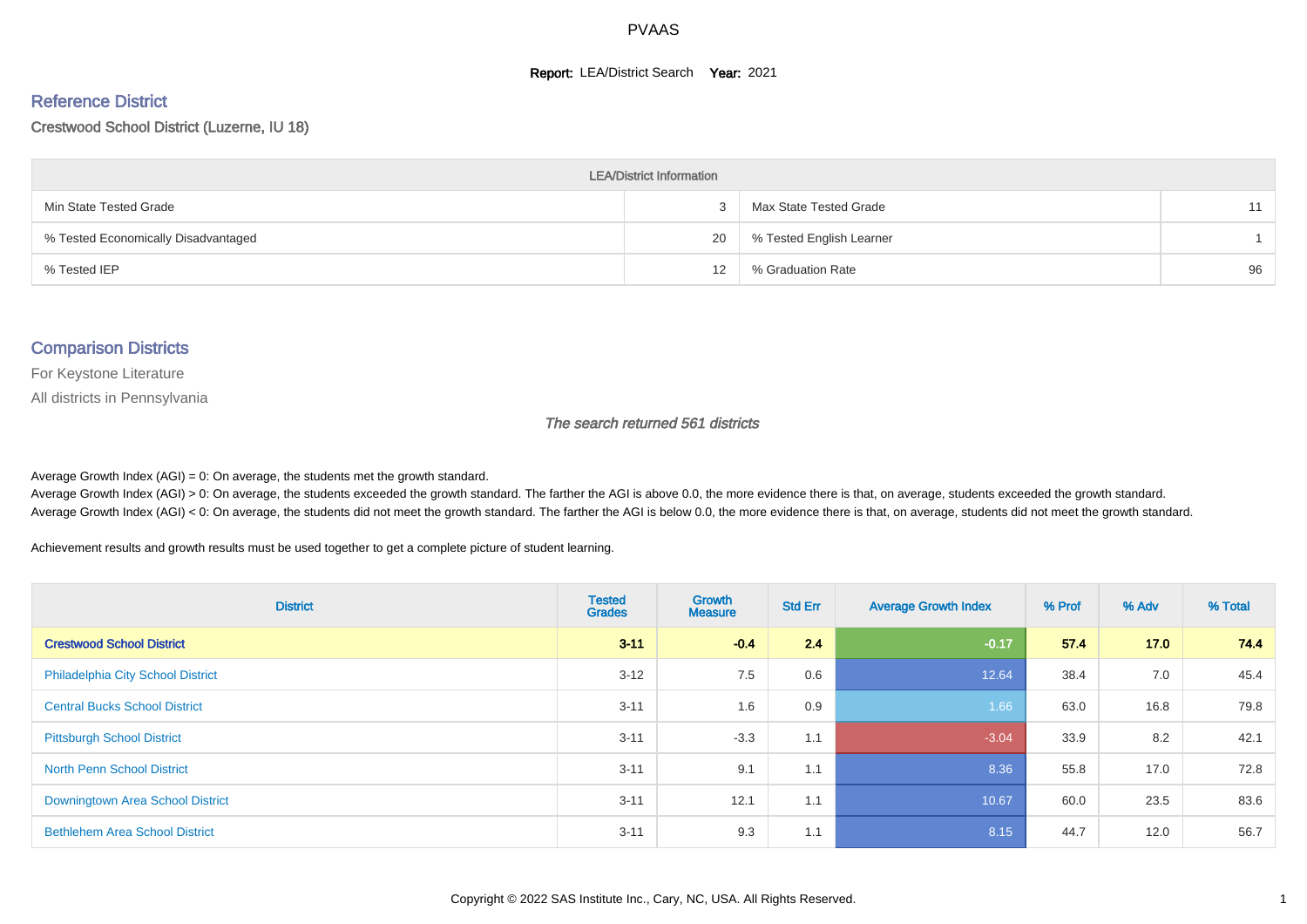PVAAS

**Report:** LEA/District Search **Year:** 2021

## Reference District

Crestwood School District (Luzerne, IU 18)

| LEA/District Information | | | |
|---|---|---|---|
| Min State Tested Grade | 3 | Max State Tested Grade | 11 |
| % Tested Economically Disadvantaged | 20 | % Tested English Learner | 1 |
| % Tested IEP | 12 | % Graduation Rate | 96 |

## Comparison Districts

For Keystone Literature

All districts in Pennsylvania

*The search returned 561 districts*

Average Growth Index (AGI) = 0: On average, the students met the growth standard.

Average Growth Index (AGI) > 0: On average, the students exceeded the growth standard. The farther the AGI is above 0.0, the more evidence there is that, on average, students exceeded the growth standard.

Average Growth Index (AGI) < 0: On average, the students did not meet the growth standard. The farther the AGI is below 0.0, the more evidence there is that, on average, students did not meet the growth standard.

Achievement results and growth results must be used together to get a complete picture of student learning.

| District | Tested Grades | Growth Measure | Std Err | Average Growth Index | % Prof | % Adv | % Total |
|---|---|---|---|---|---|---|---|
| **Crestwood School District** | **3-11** | **-0.4** | **2.4** | **-0.17** | **57.4** | **17.0** | **74.4** |
| Philadelphia City School District | 3-12 | 7.5 | 0.6 | 12.64 | 38.4 | 7.0 | 45.4 |
| Central Bucks School District | 3-11 | 1.6 | 0.9 | 1.66 | 63.0 | 16.8 | 79.8 |
| Pittsburgh School District | 3-11 | -3.3 | 1.1 | -3.04 | 33.9 | 8.2 | 42.1 |
| North Penn School District | 3-11 | 9.1 | 1.1 | 8.36 | 55.8 | 17.0 | 72.8 |
| Downingtown Area School District | 3-11 | 12.1 | 1.1 | 10.67 | 60.0 | 23.5 | 83.6 |
| Bethlehem Area School District | 3-11 | 9.3 | 1.1 | 8.15 | 44.7 | 12.0 | 56.7 |

Copyright © 2022 SAS Institute Inc., Cary, NC, USA. All Rights Reserved.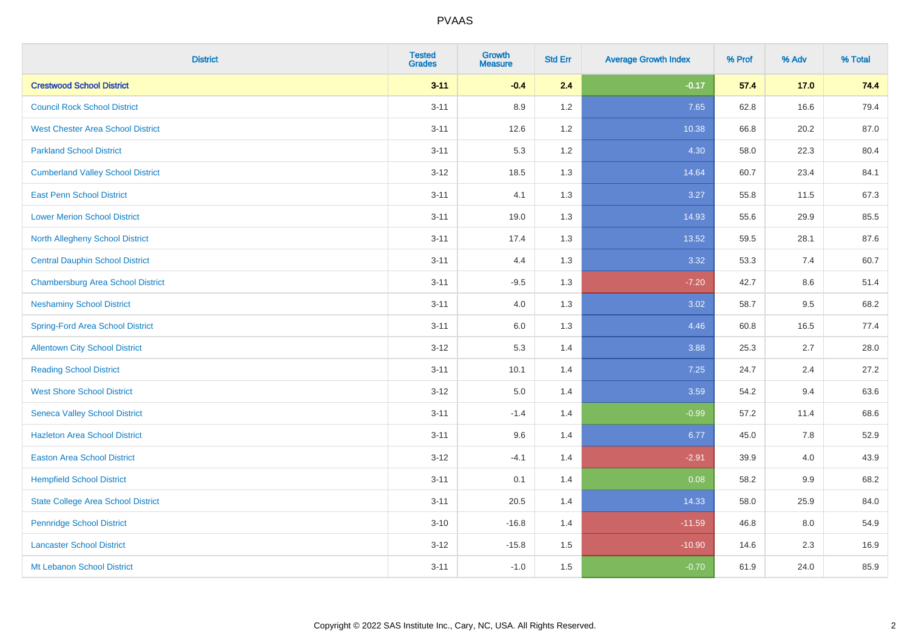| District | Tested Grades | Growth Measure | Std Err | Average Growth Index | % Prof | % Adv | % Total |
|---|---|---|---|---|---|---|---|
| **Crestwood School District** | **3-11** | **-0.4** | **2.4** | **-0.17** | **57.4** | **17.0** | **74.4** |
| Council Rock School District | 3-11 | 8.9 | 1.2 | 7.65 | 62.8 | 16.6 | 79.4 |
| West Chester Area School District | 3-11 | 12.6 | 1.2 | 10.38 | 66.8 | 20.2 | 87.0 |
| Parkland School District | 3-11 | 5.3 | 1.2 | 4.30 | 58.0 | 22.3 | 80.4 |
| Cumberland Valley School District | 3-12 | 18.5 | 1.3 | 14.64 | 60.7 | 23.4 | 84.1 |
| East Penn School District | 3-11 | 4.1 | 1.3 | 3.27 | 55.8 | 11.5 | 67.3 |
| Lower Merion School District | 3-11 | 19.0 | 1.3 | 14.93 | 55.6 | 29.9 | 85.5 |
| North Allegheny School District | 3-11 | 17.4 | 1.3 | 13.52 | 59.5 | 28.1 | 87.6 |
| Central Dauphin School District | 3-11 | 4.4 | 1.3 | 3.32 | 53.3 | 7.4 | 60.7 |
| Chambersburg Area School District | 3-11 | -9.5 | 1.3 | -7.20 | 42.7 | 8.6 | 51.4 |
| Neshaminy School District | 3-11 | 4.0 | 1.3 | 3.02 | 58.7 | 9.5 | 68.2 |
| Spring-Ford Area School District | 3-11 | 6.0 | 1.3 | 4.46 | 60.8 | 16.5 | 77.4 |
| Allentown City School District | 3-12 | 5.3 | 1.4 | 3.88 | 25.3 | 2.7 | 28.0 |
| Reading School District | 3-11 | 10.1 | 1.4 | 7.25 | 24.7 | 2.4 | 27.2 |
| West Shore School District | 3-12 | 5.0 | 1.4 | 3.59 | 54.2 | 9.4 | 63.6 |
| Seneca Valley School District | 3-11 | -1.4 | 1.4 | -0.99 | 57.2 | 11.4 | 68.6 |
| Hazleton Area School District | 3-11 | 9.6 | 1.4 | 6.77 | 45.0 | 7.8 | 52.9 |
| Easton Area School District | 3-12 | -4.1 | 1.4 | -2.91 | 39.9 | 4.0 | 43.9 |
| Hempfield School District | 3-11 | 0.1 | 1.4 | 0.08 | 58.2 | 9.9 | 68.2 |
| State College Area School District | 3-11 | 20.5 | 1.4 | 14.33 | 58.0 | 25.9 | 84.0 |
| Pennridge School District | 3-10 | -16.8 | 1.4 | -11.59 | 46.8 | 8.0 | 54.9 |
| Lancaster School District | 3-12 | -15.8 | 1.5 | -10.90 | 14.6 | 2.3 | 16.9 |
| Mt Lebanon School District | 3-11 | -1.0 | 1.5 | -0.70 | 61.9 | 24.0 | 85.9 |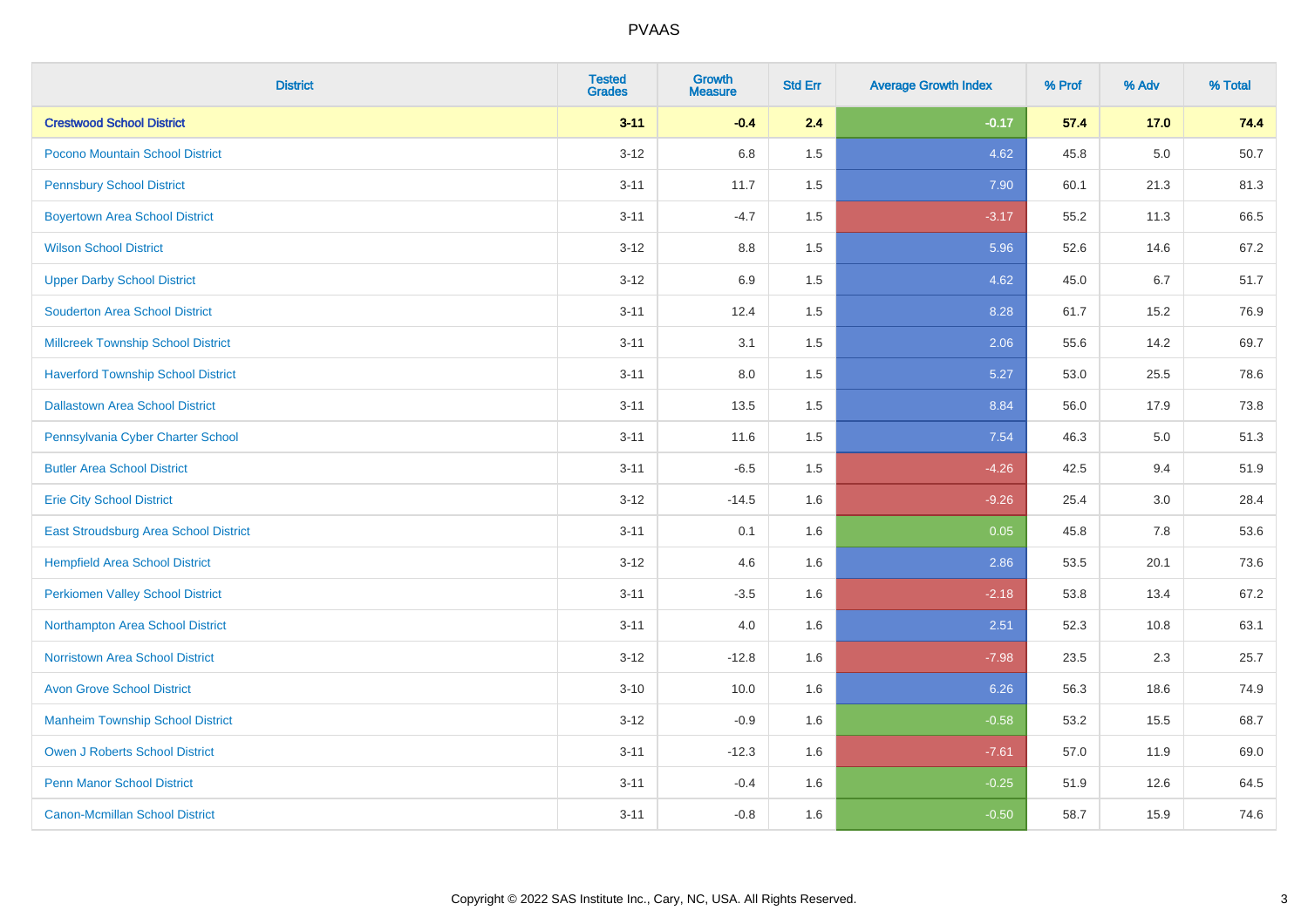# PVAAS

| District | Tested Grades | Growth Measure | Std Err | Average Growth Index | % Prof | % Adv | % Total |
|---|---|---|---|---|---|---|---|
| **Crestwood School District** | **3-11** | **-0.4** | **2.4** | **-0.17** | **57.4** | **17.0** | **74.4** |
| Pocono Mountain School District | 3-12 | 6.8 | 1.5 | 4.62 | 45.8 | 5.0 | 50.7 |
| Pennsbury School District | 3-11 | 11.7 | 1.5 | 7.90 | 60.1 | 21.3 | 81.3 |
| Boyertown Area School District | 3-11 | -4.7 | 1.5 | -3.17 | 55.2 | 11.3 | 66.5 |
| Wilson School District | 3-12 | 8.8 | 1.5 | 5.96 | 52.6 | 14.6 | 67.2 |
| Upper Darby School District | 3-12 | 6.9 | 1.5 | 4.62 | 45.0 | 6.7 | 51.7 |
| Souderton Area School District | 3-11 | 12.4 | 1.5 | 8.28 | 61.7 | 15.2 | 76.9 |
| Millcreek Township School District | 3-11 | 3.1 | 1.5 | 2.06 | 55.6 | 14.2 | 69.7 |
| Haverford Township School District | 3-11 | 8.0 | 1.5 | 5.27 | 53.0 | 25.5 | 78.6 |
| Dallastown Area School District | 3-11 | 13.5 | 1.5 | 8.84 | 56.0 | 17.9 | 73.8 |
| Pennsylvania Cyber Charter School | 3-11 | 11.6 | 1.5 | 7.54 | 46.3 | 5.0 | 51.3 |
| Butler Area School District | 3-11 | -6.5 | 1.5 | -4.26 | 42.5 | 9.4 | 51.9 |
| Erie City School District | 3-12 | -14.5 | 1.6 | -9.26 | 25.4 | 3.0 | 28.4 |
| East Stroudsburg Area School District | 3-11 | 0.1 | 1.6 | 0.05 | 45.8 | 7.8 | 53.6 |
| Hempfield Area School District | 3-12 | 4.6 | 1.6 | 2.86 | 53.5 | 20.1 | 73.6 |
| Perkiomen Valley School District | 3-11 | -3.5 | 1.6 | -2.18 | 53.8 | 13.4 | 67.2 |
| Northampton Area School District | 3-11 | 4.0 | 1.6 | 2.51 | 52.3 | 10.8 | 63.1 |
| Norristown Area School District | 3-12 | -12.8 | 1.6 | -7.98 | 23.5 | 2.3 | 25.7 |
| Avon Grove School District | 3-10 | 10.0 | 1.6 | 6.26 | 56.3 | 18.6 | 74.9 |
| Manheim Township School District | 3-12 | -0.9 | 1.6 | -0.58 | 53.2 | 15.5 | 68.7 |
| Owen J Roberts School District | 3-11 | -12.3 | 1.6 | -7.61 | 57.0 | 11.9 | 69.0 |
| Penn Manor School District | 3-11 | -0.4 | 1.6 | -0.25 | 51.9 | 12.6 | 64.5 |
| Canon-Mcmillan School District | 3-11 | -0.8 | 1.6 | -0.50 | 58.7 | 15.9 | 74.6 |

Copyright © 2022 SAS Institute Inc., Cary, NC, USA. All Rights Reserved.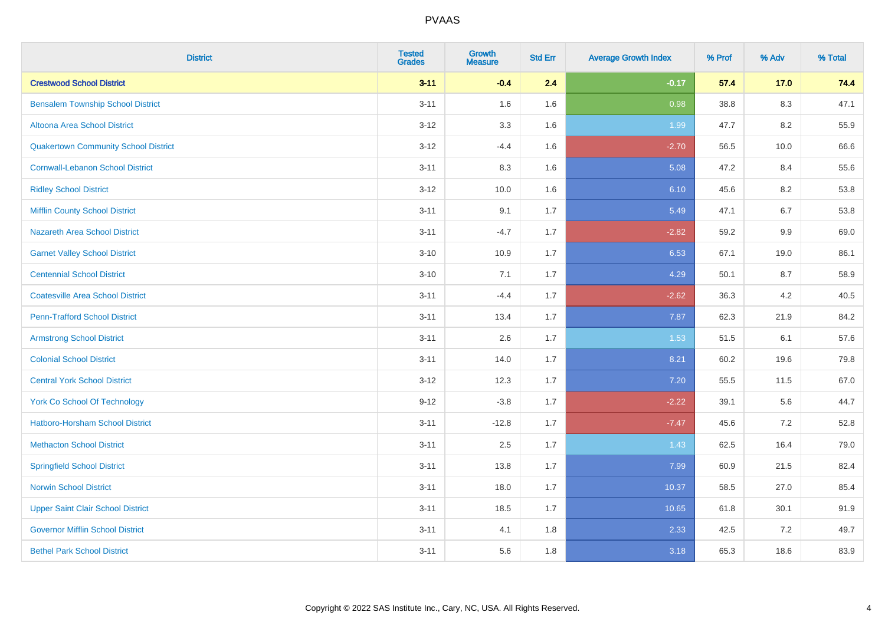# PVAAS

| District | Tested Grades | Growth Measure | Std Err | Average Growth Index | % Prof | % Adv | % Total |
|---|---|---|---|---|---|---|---|
| **Crestwood School District** | **3-11** | **-0.4** | **2.4** | **-0.17** | **57.4** | **17.0** | **74.4** |
| Bensalem Township School District | 3-11 | 1.6 | 1.6 | 0.98 | 38.8 | 8.3 | 47.1 |
| Altoona Area School District | 3-12 | 3.3 | 1.6 | 1.99 | 47.7 | 8.2 | 55.9 |
| Quakertown Community School District | 3-12 | -4.4 | 1.6 | -2.70 | 56.5 | 10.0 | 66.6 |
| Cornwall-Lebanon School District | 3-11 | 8.3 | 1.6 | 5.08 | 47.2 | 8.4 | 55.6 |
| Ridley School District | 3-12 | 10.0 | 1.6 | 6.10 | 45.6 | 8.2 | 53.8 |
| Mifflin County School District | 3-11 | 9.1 | 1.7 | 5.49 | 47.1 | 6.7 | 53.8 |
| Nazareth Area School District | 3-11 | -4.7 | 1.7 | -2.82 | 59.2 | 9.9 | 69.0 |
| Garnet Valley School District | 3-10 | 10.9 | 1.7 | 6.53 | 67.1 | 19.0 | 86.1 |
| Centennial School District | 3-10 | 7.1 | 1.7 | 4.29 | 50.1 | 8.7 | 58.9 |
| Coatesville Area School District | 3-11 | -4.4 | 1.7 | -2.62 | 36.3 | 4.2 | 40.5 |
| Penn-Trafford School District | 3-11 | 13.4 | 1.7 | 7.87 | 62.3 | 21.9 | 84.2 |
| Armstrong School District | 3-11 | 2.6 | 1.7 | 1.53 | 51.5 | 6.1 | 57.6 |
| Colonial School District | 3-11 | 14.0 | 1.7 | 8.21 | 60.2 | 19.6 | 79.8 |
| Central York School District | 3-12 | 12.3 | 1.7 | 7.20 | 55.5 | 11.5 | 67.0 |
| York Co School Of Technology | 9-12 | -3.8 | 1.7 | -2.22 | 39.1 | 5.6 | 44.7 |
| Hatboro-Horsham School District | 3-11 | -12.8 | 1.7 | -7.47 | 45.6 | 7.2 | 52.8 |
| Methacton School District | 3-11 | 2.5 | 1.7 | 1.43 | 62.5 | 16.4 | 79.0 |
| Springfield School District | 3-11 | 13.8 | 1.7 | 7.99 | 60.9 | 21.5 | 82.4 |
| Norwin School District | 3-11 | 18.0 | 1.7 | 10.37 | 58.5 | 27.0 | 85.4 |
| Upper Saint Clair School District | 3-11 | 18.5 | 1.7 | 10.65 | 61.8 | 30.1 | 91.9 |
| Governor Mifflin School District | 3-11 | 4.1 | 1.8 | 2.33 | 42.5 | 7.2 | 49.7 |
| Bethel Park School District | 3-11 | 5.6 | 1.8 | 3.18 | 65.3 | 18.6 | 83.9 |

Copyright © 2022 SAS Institute Inc., Cary, NC, USA. All Rights Reserved.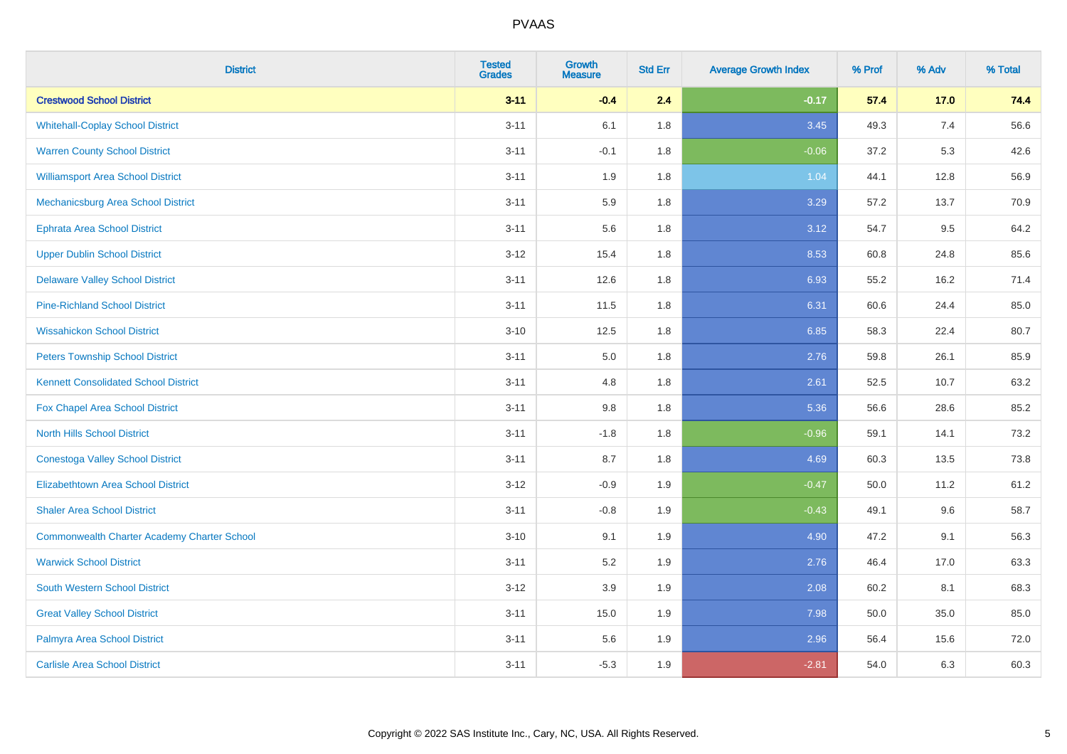| District | Tested Grades | Growth Measure | Std Err | Average Growth Index | % Prof | % Adv | % Total |
|---|---|---|---|---|---|---|---|
| **Crestwood School District** | **3-11** | **-0.4** | **2.4** | **-0.17** | **57.4** | **17.0** | **74.4** |
| Whitehall-Coplay School District | 3-11 | 6.1 | 1.8 | 3.45 | 49.3 | 7.4 | 56.6 |
| Warren County School District | 3-11 | -0.1 | 1.8 | -0.06 | 37.2 | 5.3 | 42.6 |
| Williamsport Area School District | 3-11 | 1.9 | 1.8 | 1.04 | 44.1 | 12.8 | 56.9 |
| Mechanicsburg Area School District | 3-11 | 5.9 | 1.8 | 3.29 | 57.2 | 13.7 | 70.9 |
| Ephrata Area School District | 3-11 | 5.6 | 1.8 | 3.12 | 54.7 | 9.5 | 64.2 |
| Upper Dublin School District | 3-12 | 15.4 | 1.8 | 8.53 | 60.8 | 24.8 | 85.6 |
| Delaware Valley School District | 3-11 | 12.6 | 1.8 | 6.93 | 55.2 | 16.2 | 71.4 |
| Pine-Richland School District | 3-11 | 11.5 | 1.8 | 6.31 | 60.6 | 24.4 | 85.0 |
| Wissahickon School District | 3-10 | 12.5 | 1.8 | 6.85 | 58.3 | 22.4 | 80.7 |
| Peters Township School District | 3-11 | 5.0 | 1.8 | 2.76 | 59.8 | 26.1 | 85.9 |
| Kennett Consolidated School District | 3-11 | 4.8 | 1.8 | 2.61 | 52.5 | 10.7 | 63.2 |
| Fox Chapel Area School District | 3-11 | 9.8 | 1.8 | 5.36 | 56.6 | 28.6 | 85.2 |
| North Hills School District | 3-11 | -1.8 | 1.8 | -0.96 | 59.1 | 14.1 | 73.2 |
| Conestoga Valley School District | 3-11 | 8.7 | 1.8 | 4.69 | 60.3 | 13.5 | 73.8 |
| Elizabethtown Area School District | 3-12 | -0.9 | 1.9 | -0.47 | 50.0 | 11.2 | 61.2 |
| Shaler Area School District | 3-11 | -0.8 | 1.9 | -0.43 | 49.1 | 9.6 | 58.7 |
| Commonwealth Charter Academy Charter School | 3-10 | 9.1 | 1.9 | 4.90 | 47.2 | 9.1 | 56.3 |
| Warwick School District | 3-11 | 5.2 | 1.9 | 2.76 | 46.4 | 17.0 | 63.3 |
| South Western School District | 3-12 | 3.9 | 1.9 | 2.08 | 60.2 | 8.1 | 68.3 |
| Great Valley School District | 3-11 | 15.0 | 1.9 | 7.98 | 50.0 | 35.0 | 85.0 |
| Palmyra Area School District | 3-11 | 5.6 | 1.9 | 2.96 | 56.4 | 15.6 | 72.0 |
| Carlisle Area School District | 3-11 | -5.3 | 1.9 | -2.81 | 54.0 | 6.3 | 60.3 |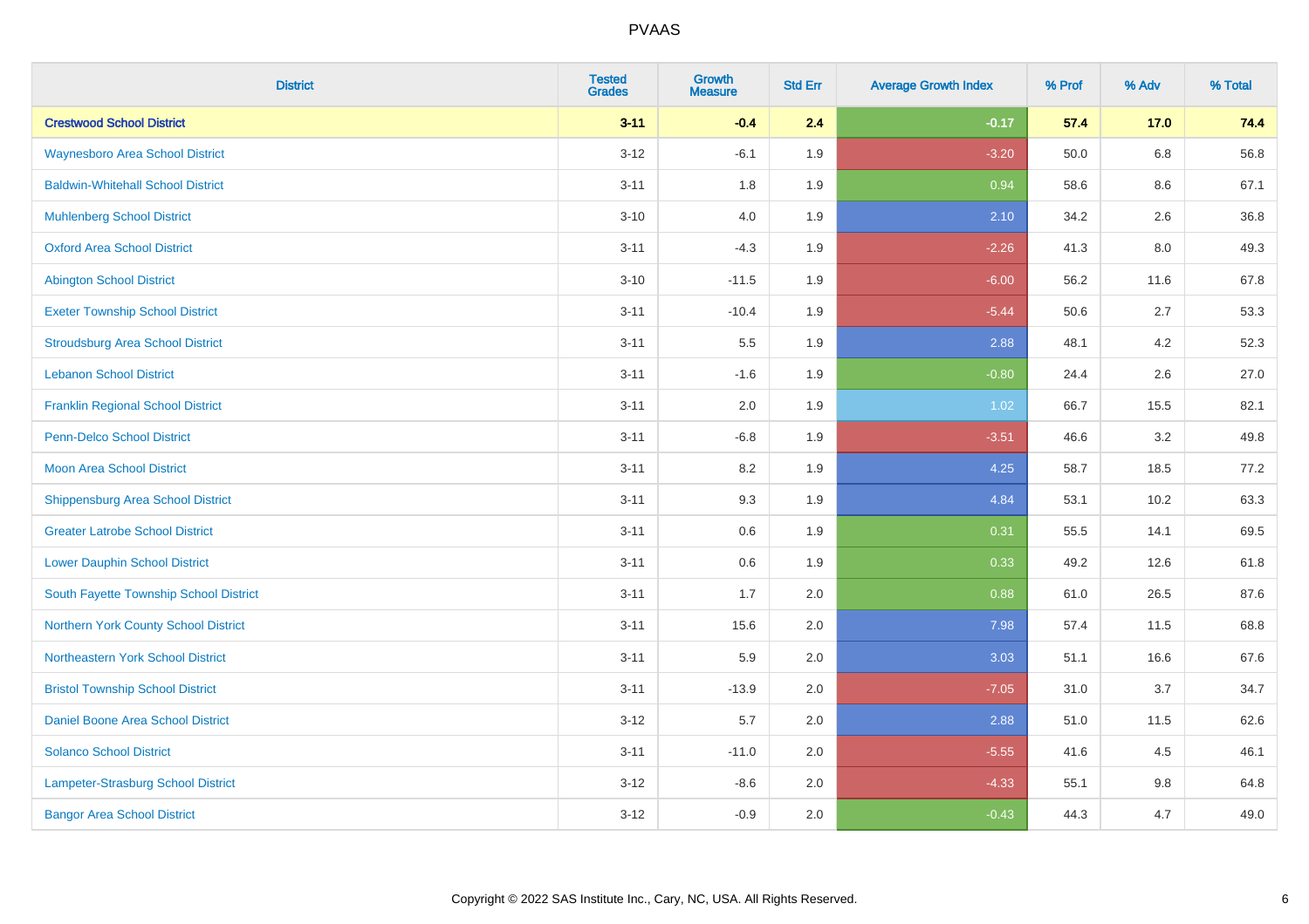# PVAAS

| District | Tested Grades | Growth Measure | Std Err | Average Growth Index | % Prof | % Adv | % Total |
|---|---|---|---|---|---|---|---|
| **Crestwood School District** | **3-11** | **-0.4** | **2.4** | **-0.17** | **57.4** | **17.0** | **74.4** |
| Waynesboro Area School District | 3-12 | -6.1 | 1.9 | -3.20 | 50.0 | 6.8 | 56.8 |
| Baldwin-Whitehall School District | 3-11 | 1.8 | 1.9 | 0.94 | 58.6 | 8.6 | 67.1 |
| Muhlenberg School District | 3-10 | 4.0 | 1.9 | 2.10 | 34.2 | 2.6 | 36.8 |
| Oxford Area School District | 3-11 | -4.3 | 1.9 | -2.26 | 41.3 | 8.0 | 49.3 |
| Abington School District | 3-10 | -11.5 | 1.9 | -6.00 | 56.2 | 11.6 | 67.8 |
| Exeter Township School District | 3-11 | -10.4 | 1.9 | -5.44 | 50.6 | 2.7 | 53.3 |
| Stroudsburg Area School District | 3-11 | 5.5 | 1.9 | 2.88 | 48.1 | 4.2 | 52.3 |
| Lebanon School District | 3-11 | -1.6 | 1.9 | -0.80 | 24.4 | 2.6 | 27.0 |
| Franklin Regional School District | 3-11 | 2.0 | 1.9 | 1.02 | 66.7 | 15.5 | 82.1 |
| Penn-Delco School District | 3-11 | -6.8 | 1.9 | -3.51 | 46.6 | 3.2 | 49.8 |
| Moon Area School District | 3-11 | 8.2 | 1.9 | 4.25 | 58.7 | 18.5 | 77.2 |
| Shippensburg Area School District | 3-11 | 9.3 | 1.9 | 4.84 | 53.1 | 10.2 | 63.3 |
| Greater Latrobe School District | 3-11 | 0.6 | 1.9 | 0.31 | 55.5 | 14.1 | 69.5 |
| Lower Dauphin School District | 3-11 | 0.6 | 1.9 | 0.33 | 49.2 | 12.6 | 61.8 |
| South Fayette Township School District | 3-11 | 1.7 | 2.0 | 0.88 | 61.0 | 26.5 | 87.6 |
| Northern York County School District | 3-11 | 15.6 | 2.0 | 7.98 | 57.4 | 11.5 | 68.8 |
| Northeastern York School District | 3-11 | 5.9 | 2.0 | 3.03 | 51.1 | 16.6 | 67.6 |
| Bristol Township School District | 3-11 | -13.9 | 2.0 | -7.05 | 31.0 | 3.7 | 34.7 |
| Daniel Boone Area School District | 3-12 | 5.7 | 2.0 | 2.88 | 51.0 | 11.5 | 62.6 |
| Solanco School District | 3-11 | -11.0 | 2.0 | -5.55 | 41.6 | 4.5 | 46.1 |
| Lampeter-Strasburg School District | 3-12 | -8.6 | 2.0 | -4.33 | 55.1 | 9.8 | 64.8 |
| Bangor Area School District | 3-12 | -0.9 | 2.0 | -0.43 | 44.3 | 4.7 | 49.0 |

Copyright © 2022 SAS Institute Inc., Cary, NC, USA. All Rights Reserved.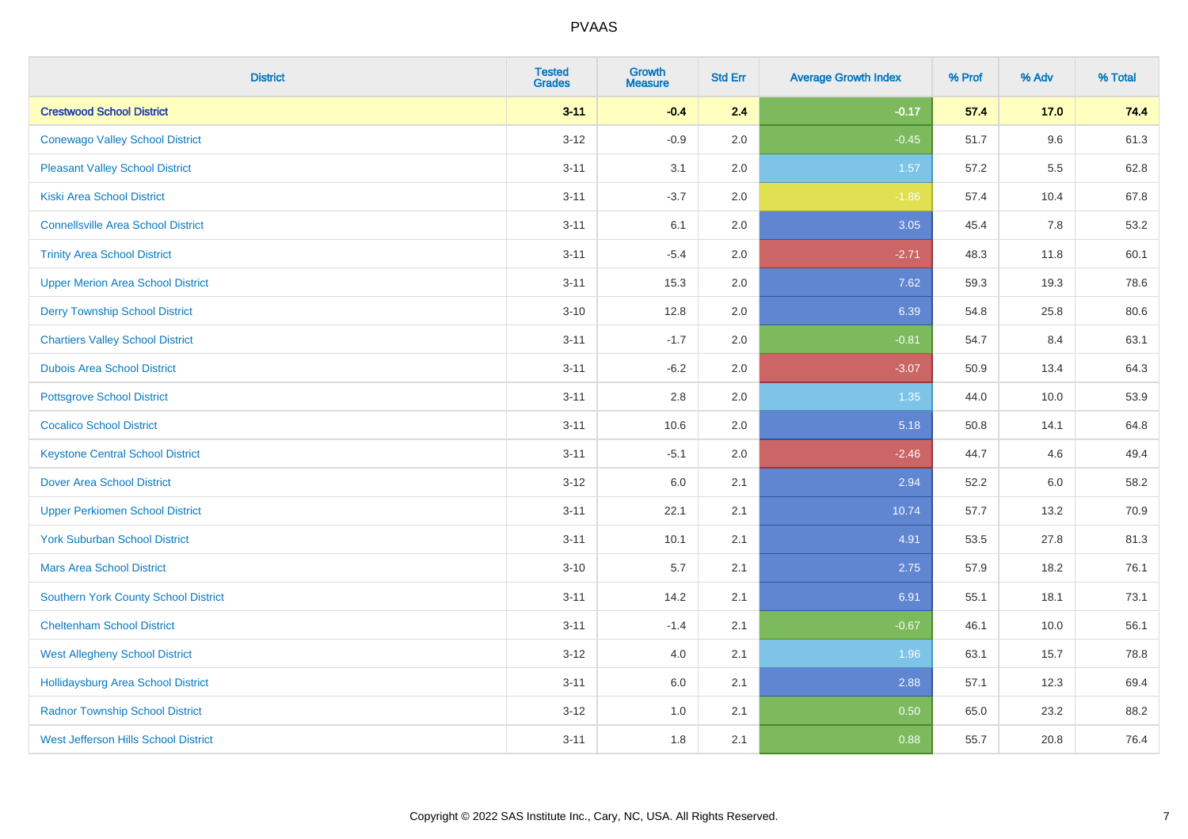# PVAAS

| District | Tested Grades | Growth Measure | Std Err | Average Growth Index | % Prof | % Adv | % Total |
|---|---|---|---|---|---|---|---|
| **Crestwood School District** | **3-11** | **-0.4** | **2.4** | **-0.17** | **57.4** | **17.0** | **74.4** |
| Conewago Valley School District | 3-12 | -0.9 | 2.0 | -0.45 | 51.7 | 9.6 | 61.3 |
| Pleasant Valley School District | 3-11 | 3.1 | 2.0 | 1.57 | 57.2 | 5.5 | 62.8 |
| Kiski Area School District | 3-11 | -3.7 | 2.0 | -1.86 | 57.4 | 10.4 | 67.8 |
| Connellsville Area School District | 3-11 | 6.1 | 2.0 | 3.05 | 45.4 | 7.8 | 53.2 |
| Trinity Area School District | 3-11 | -5.4 | 2.0 | -2.71 | 48.3 | 11.8 | 60.1 |
| Upper Merion Area School District | 3-11 | 15.3 | 2.0 | 7.62 | 59.3 | 19.3 | 78.6 |
| Derry Township School District | 3-10 | 12.8 | 2.0 | 6.39 | 54.8 | 25.8 | 80.6 |
| Chartiers Valley School District | 3-11 | -1.7 | 2.0 | -0.81 | 54.7 | 8.4 | 63.1 |
| Dubois Area School District | 3-11 | -6.2 | 2.0 | -3.07 | 50.9 | 13.4 | 64.3 |
| Pottsgrove School District | 3-11 | 2.8 | 2.0 | 1.35 | 44.0 | 10.0 | 53.9 |
| Cocalico School District | 3-11 | 10.6 | 2.0 | 5.18 | 50.8 | 14.1 | 64.8 |
| Keystone Central School District | 3-11 | -5.1 | 2.0 | -2.46 | 44.7 | 4.6 | 49.4 |
| Dover Area School District | 3-12 | 6.0 | 2.1 | 2.94 | 52.2 | 6.0 | 58.2 |
| Upper Perkiomen School District | 3-11 | 22.1 | 2.1 | 10.74 | 57.7 | 13.2 | 70.9 |
| York Suburban School District | 3-11 | 10.1 | 2.1 | 4.91 | 53.5 | 27.8 | 81.3 |
| Mars Area School District | 3-10 | 5.7 | 2.1 | 2.75 | 57.9 | 18.2 | 76.1 |
| Southern York County School District | 3-11 | 14.2 | 2.1 | 6.91 | 55.1 | 18.1 | 73.1 |
| Cheltenham School District | 3-11 | -1.4 | 2.1 | -0.67 | 46.1 | 10.0 | 56.1 |
| West Allegheny School District | 3-12 | 4.0 | 2.1 | 1.96 | 63.1 | 15.7 | 78.8 |
| Hollidaysburg Area School District | 3-11 | 6.0 | 2.1 | 2.88 | 57.1 | 12.3 | 69.4 |
| Radnor Township School District | 3-12 | 1.0 | 2.1 | 0.50 | 65.0 | 23.2 | 88.2 |
| West Jefferson Hills School District | 3-11 | 1.8 | 2.1 | 0.88 | 55.7 | 20.8 | 76.4 |

Copyright © 2022 SAS Institute Inc., Cary, NC, USA. All Rights Reserved.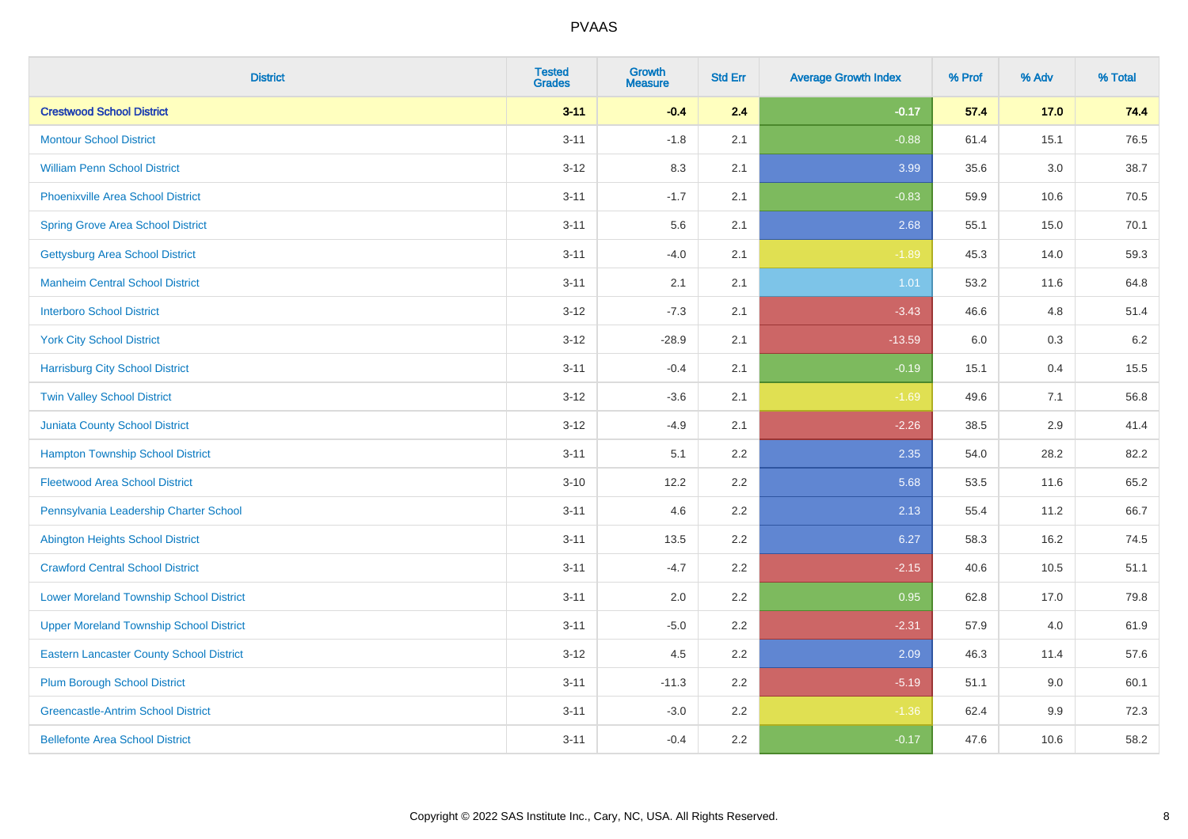| District | Tested Grades | Growth Measure | Std Err | Average Growth Index | % Prof | % Adv | % Total |
|---|---|---|---|---|---|---|---|
| **Crestwood School District** | **3-11** | **-0.4** | **2.4** | **-0.17** | **57.4** | **17.0** | **74.4** |
| Montour School District | 3-11 | -1.8 | 2.1 | -0.88 | 61.4 | 15.1 | 76.5 |
| William Penn School District | 3-12 | 8.3 | 2.1 | 3.99 | 35.6 | 3.0 | 38.7 |
| Phoenixville Area School District | 3-11 | -1.7 | 2.1 | -0.83 | 59.9 | 10.6 | 70.5 |
| Spring Grove Area School District | 3-11 | 5.6 | 2.1 | 2.68 | 55.1 | 15.0 | 70.1 |
| Gettysburg Area School District | 3-11 | -4.0 | 2.1 | -1.89 | 45.3 | 14.0 | 59.3 |
| Manheim Central School District | 3-11 | 2.1 | 2.1 | 1.01 | 53.2 | 11.6 | 64.8 |
| Interboro School District | 3-12 | -7.3 | 2.1 | -3.43 | 46.6 | 4.8 | 51.4 |
| York City School District | 3-12 | -28.9 | 2.1 | -13.59 | 6.0 | 0.3 | 6.2 |
| Harrisburg City School District | 3-11 | -0.4 | 2.1 | -0.19 | 15.1 | 0.4 | 15.5 |
| Twin Valley School District | 3-12 | -3.6 | 2.1 | -1.69 | 49.6 | 7.1 | 56.8 |
| Juniata County School District | 3-12 | -4.9 | 2.1 | -2.26 | 38.5 | 2.9 | 41.4 |
| Hampton Township School District | 3-11 | 5.1 | 2.2 | 2.35 | 54.0 | 28.2 | 82.2 |
| Fleetwood Area School District | 3-10 | 12.2 | 2.2 | 5.68 | 53.5 | 11.6 | 65.2 |
| Pennsylvania Leadership Charter School | 3-11 | 4.6 | 2.2 | 2.13 | 55.4 | 11.2 | 66.7 |
| Abington Heights School District | 3-11 | 13.5 | 2.2 | 6.27 | 58.3 | 16.2 | 74.5 |
| Crawford Central School District | 3-11 | -4.7 | 2.2 | -2.15 | 40.6 | 10.5 | 51.1 |
| Lower Moreland Township School District | 3-11 | 2.0 | 2.2 | 0.95 | 62.8 | 17.0 | 79.8 |
| Upper Moreland Township School District | 3-11 | -5.0 | 2.2 | -2.31 | 57.9 | 4.0 | 61.9 |
| Eastern Lancaster County School District | 3-12 | 4.5 | 2.2 | 2.09 | 46.3 | 11.4 | 57.6 |
| Plum Borough School District | 3-11 | -11.3 | 2.2 | -5.19 | 51.1 | 9.0 | 60.1 |
| Greencastle-Antrim School District | 3-11 | -3.0 | 2.2 | -1.36 | 62.4 | 9.9 | 72.3 |
| Bellefonte Area School District | 3-11 | -0.4 | 2.2 | -0.17 | 47.6 | 10.6 | 58.2 |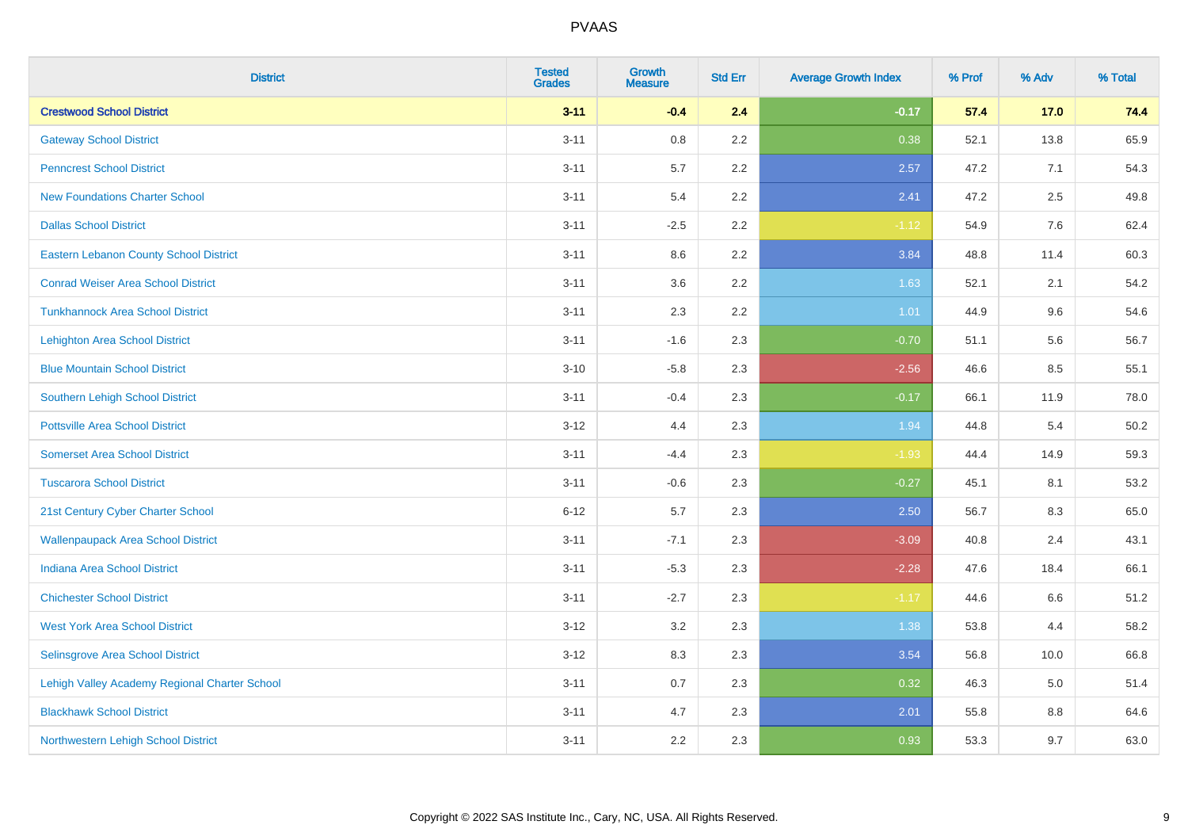| District | Tested Grades | Growth Measure | Std Err | Average Growth Index | % Prof | % Adv | % Total |
|---|---|---|---|---|---|---|---|
| **Crestwood School District** | **3-11** | **-0.4** | **2.4** | **-0.17** | **57.4** | **17.0** | **74.4** |
| Gateway School District | 3-11 | 0.8 | 2.2 | 0.38 | 52.1 | 13.8 | 65.9 |
| Penncrest School District | 3-11 | 5.7 | 2.2 | 2.57 | 47.2 | 7.1 | 54.3 |
| New Foundations Charter School | 3-11 | 5.4 | 2.2 | 2.41 | 47.2 | 2.5 | 49.8 |
| Dallas School District | 3-11 | -2.5 | 2.2 | -1.12 | 54.9 | 7.6 | 62.4 |
| Eastern Lebanon County School District | 3-11 | 8.6 | 2.2 | 3.84 | 48.8 | 11.4 | 60.3 |
| Conrad Weiser Area School District | 3-11 | 3.6 | 2.2 | 1.63 | 52.1 | 2.1 | 54.2 |
| Tunkhannock Area School District | 3-11 | 2.3 | 2.2 | 1.01 | 44.9 | 9.6 | 54.6 |
| Lehighton Area School District | 3-11 | -1.6 | 2.3 | -0.70 | 51.1 | 5.6 | 56.7 |
| Blue Mountain School District | 3-10 | -5.8 | 2.3 | -2.56 | 46.6 | 8.5 | 55.1 |
| Southern Lehigh School District | 3-11 | -0.4 | 2.3 | -0.17 | 66.1 | 11.9 | 78.0 |
| Pottsville Area School District | 3-12 | 4.4 | 2.3 | 1.94 | 44.8 | 5.4 | 50.2 |
| Somerset Area School District | 3-11 | -4.4 | 2.3 | -1.93 | 44.4 | 14.9 | 59.3 |
| Tuscarora School District | 3-11 | -0.6 | 2.3 | -0.27 | 45.1 | 8.1 | 53.2 |
| 21st Century Cyber Charter School | 6-12 | 5.7 | 2.3 | 2.50 | 56.7 | 8.3 | 65.0 |
| Wallenpaupack Area School District | 3-11 | -7.1 | 2.3 | -3.09 | 40.8 | 2.4 | 43.1 |
| Indiana Area School District | 3-11 | -5.3 | 2.3 | -2.28 | 47.6 | 18.4 | 66.1 |
| Chichester School District | 3-11 | -2.7 | 2.3 | -1.17 | 44.6 | 6.6 | 51.2 |
| West York Area School District | 3-12 | 3.2 | 2.3 | 1.38 | 53.8 | 4.4 | 58.2 |
| Selinsgrove Area School District | 3-12 | 8.3 | 2.3 | 3.54 | 56.8 | 10.0 | 66.8 |
| Lehigh Valley Academy Regional Charter School | 3-11 | 0.7 | 2.3 | 0.32 | 46.3 | 5.0 | 51.4 |
| Blackhawk School District | 3-11 | 4.7 | 2.3 | 2.01 | 55.8 | 8.8 | 64.6 |
| Northwestern Lehigh School District | 3-11 | 2.2 | 2.3 | 0.93 | 53.3 | 9.7 | 63.0 |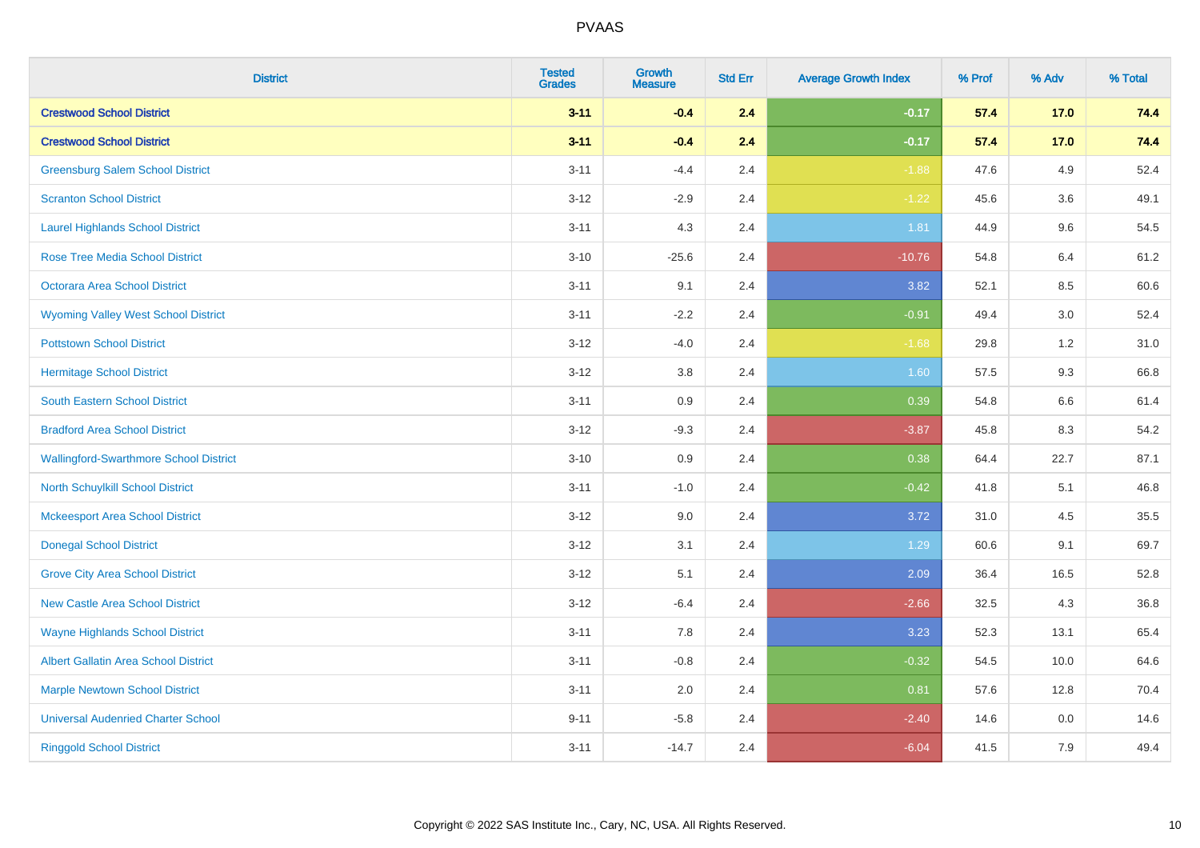# PVAAS

| District | Tested Grades | Growth Measure | Std Err | Average Growth Index | % Prof | % Adv | % Total |
|---|---|---|---|---|---|---|---|
| **Crestwood School District** | **3-11** | **-0.4** | **2.4** | **-0.17** | **57.4** | **17.0** | **74.4** |
| **Crestwood School District** | **3-11** | **-0.4** | **2.4** | **-0.17** | **57.4** | **17.0** | **74.4** |
| Greensburg Salem School District | 3-11 | -4.4 | 2.4 | -1.88 | 47.6 | 4.9 | 52.4 |
| Scranton School District | 3-12 | -2.9 | 2.4 | -1.22 | 45.6 | 3.6 | 49.1 |
| Laurel Highlands School District | 3-11 | 4.3 | 2.4 | 1.81 | 44.9 | 9.6 | 54.5 |
| Rose Tree Media School District | 3-10 | -25.6 | 2.4 | -10.76 | 54.8 | 6.4 | 61.2 |
| Octorara Area School District | 3-11 | 9.1 | 2.4 | 3.82 | 52.1 | 8.5 | 60.6 |
| Wyoming Valley West School District | 3-11 | -2.2 | 2.4 | -0.91 | 49.4 | 3.0 | 52.4 |
| Pottstown School District | 3-12 | -4.0 | 2.4 | -1.68 | 29.8 | 1.2 | 31.0 |
| Hermitage School District | 3-12 | 3.8 | 2.4 | 1.60 | 57.5 | 9.3 | 66.8 |
| South Eastern School District | 3-11 | 0.9 | 2.4 | 0.39 | 54.8 | 6.6 | 61.4 |
| Bradford Area School District | 3-12 | -9.3 | 2.4 | -3.87 | 45.8 | 8.3 | 54.2 |
| Wallingford-Swarthmore School District | 3-10 | 0.9 | 2.4 | 0.38 | 64.4 | 22.7 | 87.1 |
| North Schuylkill School District | 3-11 | -1.0 | 2.4 | -0.42 | 41.8 | 5.1 | 46.8 |
| Mckeesport Area School District | 3-12 | 9.0 | 2.4 | 3.72 | 31.0 | 4.5 | 35.5 |
| Donegal School District | 3-12 | 3.1 | 2.4 | 1.29 | 60.6 | 9.1 | 69.7 |
| Grove City Area School District | 3-12 | 5.1 | 2.4 | 2.09 | 36.4 | 16.5 | 52.8 |
| New Castle Area School District | 3-12 | -6.4 | 2.4 | -2.66 | 32.5 | 4.3 | 36.8 |
| Wayne Highlands School District | 3-11 | 7.8 | 2.4 | 3.23 | 52.3 | 13.1 | 65.4 |
| Albert Gallatin Area School District | 3-11 | -0.8 | 2.4 | -0.32 | 54.5 | 10.0 | 64.6 |
| Marple Newtown School District | 3-11 | 2.0 | 2.4 | 0.81 | 57.6 | 12.8 | 70.4 |
| Universal Audenried Charter School | 9-11 | -5.8 | 2.4 | -2.40 | 14.6 | 0.0 | 14.6 |
| Ringgold School District | 3-11 | -14.7 | 2.4 | -6.04 | 41.5 | 7.9 | 49.4 |

Copyright © 2022 SAS Institute Inc., Cary, NC, USA. All Rights Reserved.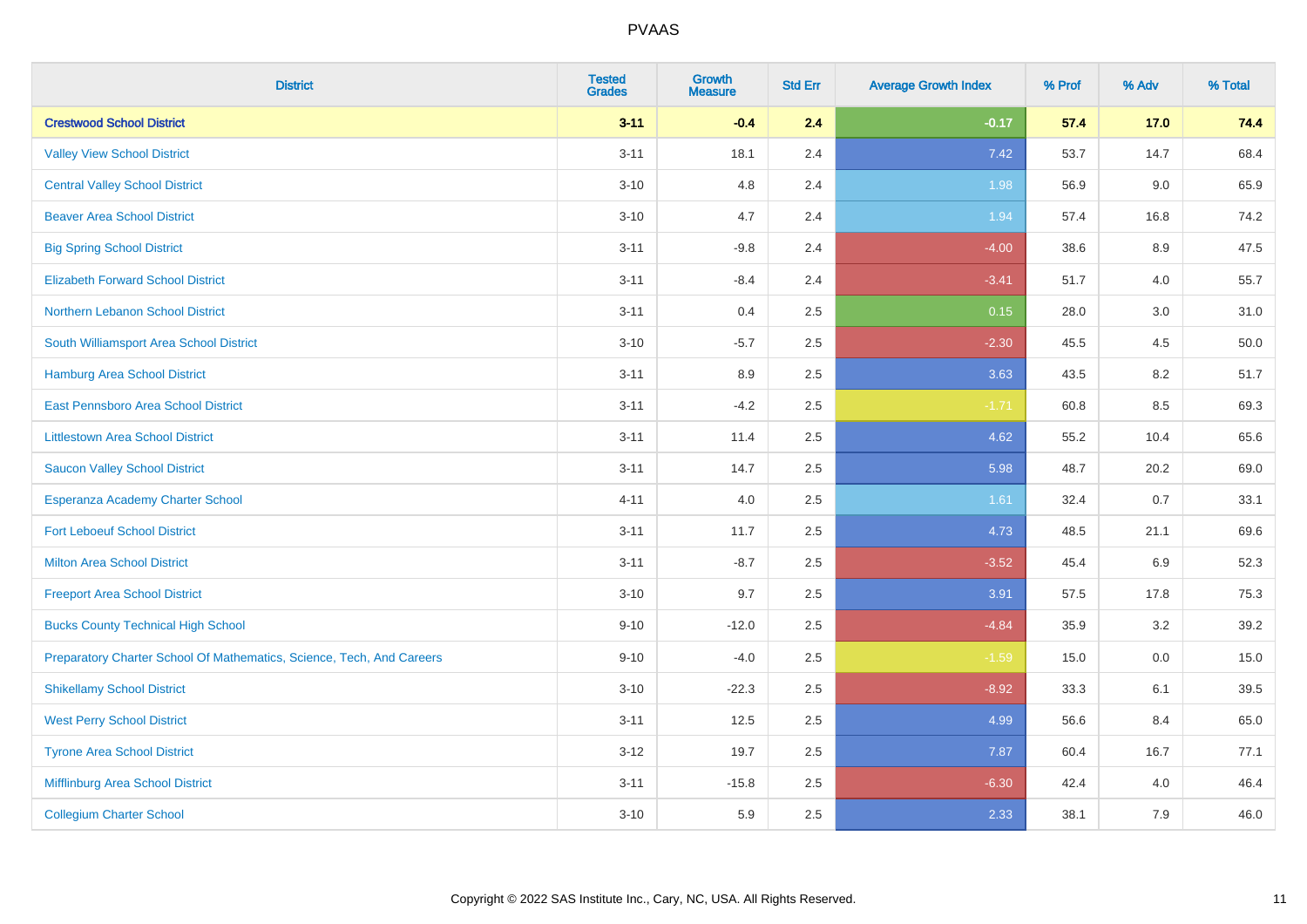# PVAAS

| District | Tested Grades | Growth Measure | Std Err | Average Growth Index | % Prof | % Adv | % Total |
|---|---|---|---|---|---|---|---|
| **Crestwood School District** | **3-11** | **-0.4** | **2.4** | **-0.17** | **57.4** | **17.0** | **74.4** |
| Valley View School District | 3-11 | 18.1 | 2.4 | 7.42 | 53.7 | 14.7 | 68.4 |
| Central Valley School District | 3-10 | 4.8 | 2.4 | 1.98 | 56.9 | 9.0 | 65.9 |
| Beaver Area School District | 3-10 | 4.7 | 2.4 | 1.94 | 57.4 | 16.8 | 74.2 |
| Big Spring School District | 3-11 | -9.8 | 2.4 | -4.00 | 38.6 | 8.9 | 47.5 |
| Elizabeth Forward School District | 3-11 | -8.4 | 2.4 | -3.41 | 51.7 | 4.0 | 55.7 |
| Northern Lebanon School District | 3-11 | 0.4 | 2.5 | 0.15 | 28.0 | 3.0 | 31.0 |
| South Williamsport Area School District | 3-10 | -5.7 | 2.5 | -2.30 | 45.5 | 4.5 | 50.0 |
| Hamburg Area School District | 3-11 | 8.9 | 2.5 | 3.63 | 43.5 | 8.2 | 51.7 |
| East Pennsboro Area School District | 3-11 | -4.2 | 2.5 | -1.71 | 60.8 | 8.5 | 69.3 |
| Littlestown Area School District | 3-11 | 11.4 | 2.5 | 4.62 | 55.2 | 10.4 | 65.6 |
| Saucon Valley School District | 3-11 | 14.7 | 2.5 | 5.98 | 48.7 | 20.2 | 69.0 |
| Esperanza Academy Charter School | 4-11 | 4.0 | 2.5 | 1.61 | 32.4 | 0.7 | 33.1 |
| Fort Leboeuf School District | 3-11 | 11.7 | 2.5 | 4.73 | 48.5 | 21.1 | 69.6 |
| Milton Area School District | 3-11 | -8.7 | 2.5 | -3.52 | 45.4 | 6.9 | 52.3 |
| Freeport Area School District | 3-10 | 9.7 | 2.5 | 3.91 | 57.5 | 17.8 | 75.3 |
| Bucks County Technical High School | 9-10 | -12.0 | 2.5 | -4.84 | 35.9 | 3.2 | 39.2 |
| Preparatory Charter School Of Mathematics, Science, Tech, And Careers | 9-10 | -4.0 | 2.5 | -1.59 | 15.0 | 0.0 | 15.0 |
| Shikellamy School District | 3-10 | -22.3 | 2.5 | -8.92 | 33.3 | 6.1 | 39.5 |
| West Perry School District | 3-11 | 12.5 | 2.5 | 4.99 | 56.6 | 8.4 | 65.0 |
| Tyrone Area School District | 3-12 | 19.7 | 2.5 | 7.87 | 60.4 | 16.7 | 77.1 |
| Mifflinburg Area School District | 3-11 | -15.8 | 2.5 | -6.30 | 42.4 | 4.0 | 46.4 |
| Collegium Charter School | 3-10 | 5.9 | 2.5 | 2.33 | 38.1 | 7.9 | 46.0 |

Copyright © 2022 SAS Institute Inc., Cary, NC, USA. All Rights Reserved.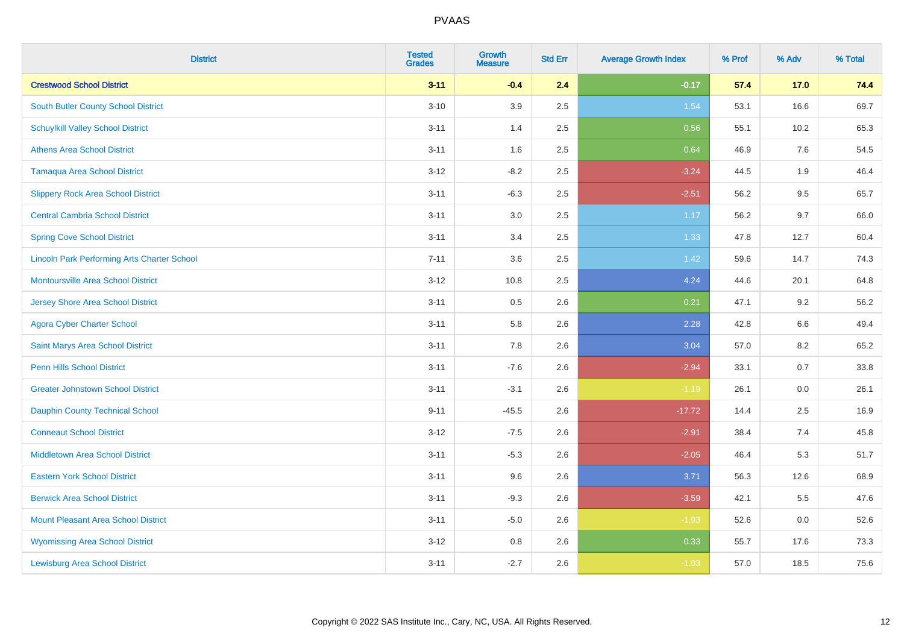# PVAAS

| District | Tested Grades | Growth Measure | Std Err | Average Growth Index | % Prof | % Adv | % Total |
|---|---|---|---|---|---|---|---|
| **Crestwood School District** | **3-11** | **-0.4** | **2.4** | **-0.17** | **57.4** | **17.0** | **74.4** |
| South Butler County School District | 3-10 | 3.9 | 2.5 | 1.54 | 53.1 | 16.6 | 69.7 |
| Schuylkill Valley School District | 3-11 | 1.4 | 2.5 | 0.56 | 55.1 | 10.2 | 65.3 |
| Athens Area School District | 3-11 | 1.6 | 2.5 | 0.64 | 46.9 | 7.6 | 54.5 |
| Tamaqua Area School District | 3-12 | -8.2 | 2.5 | -3.24 | 44.5 | 1.9 | 46.4 |
| Slippery Rock Area School District | 3-11 | -6.3 | 2.5 | -2.51 | 56.2 | 9.5 | 65.7 |
| Central Cambria School District | 3-11 | 3.0 | 2.5 | 1.17 | 56.2 | 9.7 | 66.0 |
| Spring Cove School District | 3-11 | 3.4 | 2.5 | 1.33 | 47.8 | 12.7 | 60.4 |
| Lincoln Park Performing Arts Charter School | 7-11 | 3.6 | 2.5 | 1.42 | 59.6 | 14.7 | 74.3 |
| Montoursville Area School District | 3-12 | 10.8 | 2.5 | 4.24 | 44.6 | 20.1 | 64.8 |
| Jersey Shore Area School District | 3-11 | 0.5 | 2.6 | 0.21 | 47.1 | 9.2 | 56.2 |
| Agora Cyber Charter School | 3-11 | 5.8 | 2.6 | 2.28 | 42.8 | 6.6 | 49.4 |
| Saint Marys Area School District | 3-11 | 7.8 | 2.6 | 3.04 | 57.0 | 8.2 | 65.2 |
| Penn Hills School District | 3-11 | -7.6 | 2.6 | -2.94 | 33.1 | 0.7 | 33.8 |
| Greater Johnstown School District | 3-11 | -3.1 | 2.6 | -1.19 | 26.1 | 0.0 | 26.1 |
| Dauphin County Technical School | 9-11 | -45.5 | 2.6 | -17.72 | 14.4 | 2.5 | 16.9 |
| Conneaut School District | 3-12 | -7.5 | 2.6 | -2.91 | 38.4 | 7.4 | 45.8 |
| Middletown Area School District | 3-11 | -5.3 | 2.6 | -2.05 | 46.4 | 5.3 | 51.7 |
| Eastern York School District | 3-11 | 9.6 | 2.6 | 3.71 | 56.3 | 12.6 | 68.9 |
| Berwick Area School District | 3-11 | -9.3 | 2.6 | -3.59 | 42.1 | 5.5 | 47.6 |
| Mount Pleasant Area School District | 3-11 | -5.0 | 2.6 | -1.93 | 52.6 | 0.0 | 52.6 |
| Wyomissing Area School District | 3-12 | 0.8 | 2.6 | 0.33 | 55.7 | 17.6 | 73.3 |
| Lewisburg Area School District | 3-11 | -2.7 | 2.6 | -1.03 | 57.0 | 18.5 | 75.6 |

Copyright © 2022 SAS Institute Inc., Cary, NC, USA. All Rights Reserved.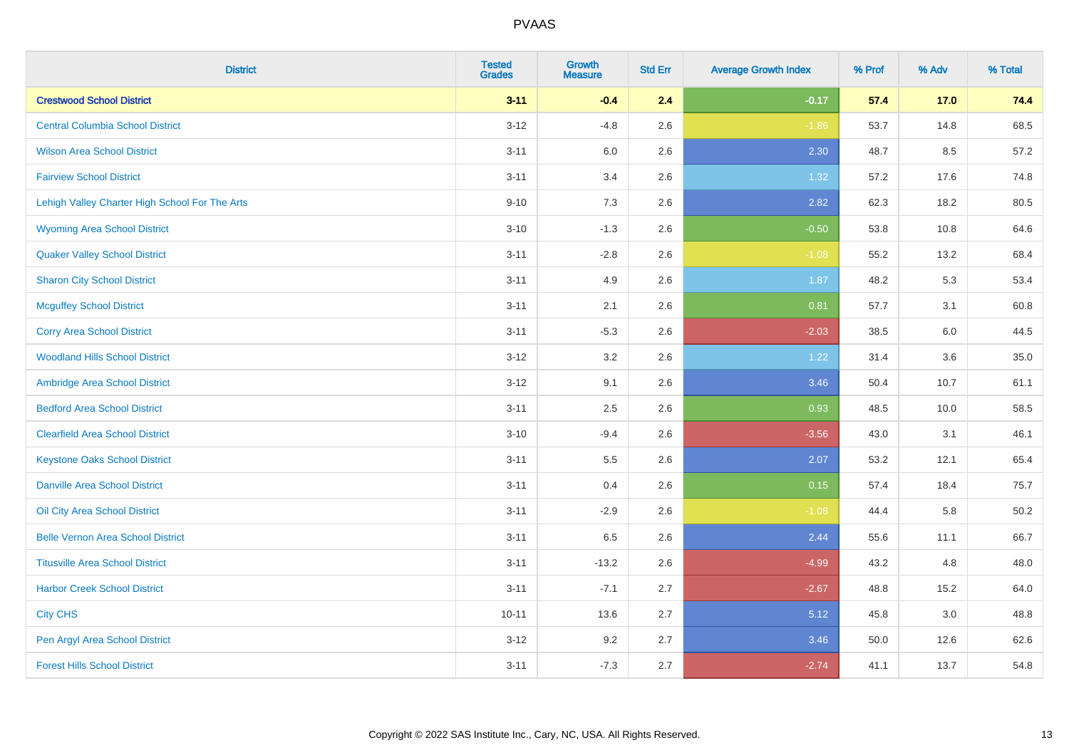| District | Tested Grades | Growth Measure | Std Err | Average Growth Index | % Prof | % Adv | % Total |
|---|---|---|---|---|---|---|---|
| **Crestwood School District** | **3-11** | **-0.4** | **2.4** | **-0.17** | **57.4** | **17.0** | **74.4** |
| Central Columbia School District | 3-12 | -4.8 | 2.6 | -1.86 | 53.7 | 14.8 | 68.5 |
| Wilson Area School District | 3-11 | 6.0 | 2.6 | 2.30 | 48.7 | 8.5 | 57.2 |
| Fairview School District | 3-11 | 3.4 | 2.6 | 1.32 | 57.2 | 17.6 | 74.8 |
| Lehigh Valley Charter High School For The Arts | 9-10 | 7.3 | 2.6 | 2.82 | 62.3 | 18.2 | 80.5 |
| Wyoming Area School District | 3-10 | -1.3 | 2.6 | -0.50 | 53.8 | 10.8 | 64.6 |
| Quaker Valley School District | 3-11 | -2.8 | 2.6 | -1.08 | 55.2 | 13.2 | 68.4 |
| Sharon City School District | 3-11 | 4.9 | 2.6 | 1.87 | 48.2 | 5.3 | 53.4 |
| Mcguffey School District | 3-11 | 2.1 | 2.6 | 0.81 | 57.7 | 3.1 | 60.8 |
| Corry Area School District | 3-11 | -5.3 | 2.6 | -2.03 | 38.5 | 6.0 | 44.5 |
| Woodland Hills School District | 3-12 | 3.2 | 2.6 | 1.22 | 31.4 | 3.6 | 35.0 |
| Ambridge Area School District | 3-12 | 9.1 | 2.6 | 3.46 | 50.4 | 10.7 | 61.1 |
| Bedford Area School District | 3-11 | 2.5 | 2.6 | 0.93 | 48.5 | 10.0 | 58.5 |
| Clearfield Area School District | 3-10 | -9.4 | 2.6 | -3.56 | 43.0 | 3.1 | 46.1 |
| Keystone Oaks School District | 3-11 | 5.5 | 2.6 | 2.07 | 53.2 | 12.1 | 65.4 |
| Danville Area School District | 3-11 | 0.4 | 2.6 | 0.15 | 57.4 | 18.4 | 75.7 |
| Oil City Area School District | 3-11 | -2.9 | 2.6 | -1.08 | 44.4 | 5.8 | 50.2 |
| Belle Vernon Area School District | 3-11 | 6.5 | 2.6 | 2.44 | 55.6 | 11.1 | 66.7 |
| Titusville Area School District | 3-11 | -13.2 | 2.6 | -4.99 | 43.2 | 4.8 | 48.0 |
| Harbor Creek School District | 3-11 | -7.1 | 2.7 | -2.67 | 48.8 | 15.2 | 64.0 |
| City CHS | 10-11 | 13.6 | 2.7 | 5.12 | 45.8 | 3.0 | 48.8 |
| Pen Argyl Area School District | 3-12 | 9.2 | 2.7 | 3.46 | 50.0 | 12.6 | 62.6 |
| Forest Hills School District | 3-11 | -7.3 | 2.7 | -2.74 | 41.1 | 13.7 | 54.8 |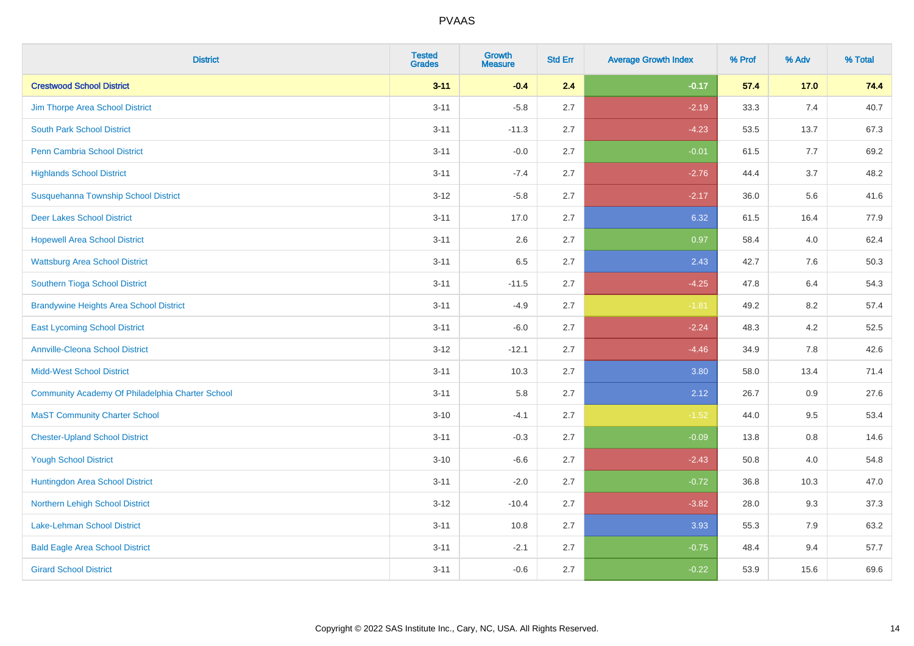| District | Tested Grades | Growth Measure | Std Err | Average Growth Index | % Prof | % Adv | % Total |
|---|---|---|---|---|---|---|---|
| **Crestwood School District** | **3-11** | **-0.4** | **2.4** | **-0.17** | **57.4** | **17.0** | **74.4** |
| Jim Thorpe Area School District | 3-11 | -5.8 | 2.7 | -2.19 | 33.3 | 7.4 | 40.7 |
| South Park School District | 3-11 | -11.3 | 2.7 | -4.23 | 53.5 | 13.7 | 67.3 |
| Penn Cambria School District | 3-11 | -0.0 | 2.7 | -0.01 | 61.5 | 7.7 | 69.2 |
| Highlands School District | 3-11 | -7.4 | 2.7 | -2.76 | 44.4 | 3.7 | 48.2 |
| Susquehanna Township School District | 3-12 | -5.8 | 2.7 | -2.17 | 36.0 | 5.6 | 41.6 |
| Deer Lakes School District | 3-11 | 17.0 | 2.7 | 6.32 | 61.5 | 16.4 | 77.9 |
| Hopewell Area School District | 3-11 | 2.6 | 2.7 | 0.97 | 58.4 | 4.0 | 62.4 |
| Wattsburg Area School District | 3-11 | 6.5 | 2.7 | 2.43 | 42.7 | 7.6 | 50.3 |
| Southern Tioga School District | 3-11 | -11.5 | 2.7 | -4.25 | 47.8 | 6.4 | 54.3 |
| Brandywine Heights Area School District | 3-11 | -4.9 | 2.7 | -1.81 | 49.2 | 8.2 | 57.4 |
| East Lycoming School District | 3-11 | -6.0 | 2.7 | -2.24 | 48.3 | 4.2 | 52.5 |
| Annville-Cleona School District | 3-12 | -12.1 | 2.7 | -4.46 | 34.9 | 7.8 | 42.6 |
| Midd-West School District | 3-11 | 10.3 | 2.7 | 3.80 | 58.0 | 13.4 | 71.4 |
| Community Academy Of Philadelphia Charter School | 3-11 | 5.8 | 2.7 | 2.12 | 26.7 | 0.9 | 27.6 |
| MaST Community Charter School | 3-10 | -4.1 | 2.7 | -1.52 | 44.0 | 9.5 | 53.4 |
| Chester-Upland School District | 3-11 | -0.3 | 2.7 | -0.09 | 13.8 | 0.8 | 14.6 |
| Yough School District | 3-10 | -6.6 | 2.7 | -2.43 | 50.8 | 4.0 | 54.8 |
| Huntingdon Area School District | 3-11 | -2.0 | 2.7 | -0.72 | 36.8 | 10.3 | 47.0 |
| Northern Lehigh School District | 3-12 | -10.4 | 2.7 | -3.82 | 28.0 | 9.3 | 37.3 |
| Lake-Lehman School District | 3-11 | 10.8 | 2.7 | 3.93 | 55.3 | 7.9 | 63.2 |
| Bald Eagle Area School District | 3-11 | -2.1 | 2.7 | -0.75 | 48.4 | 9.4 | 57.7 |
| Girard School District | 3-11 | -0.6 | 2.7 | -0.22 | 53.9 | 15.6 | 69.6 |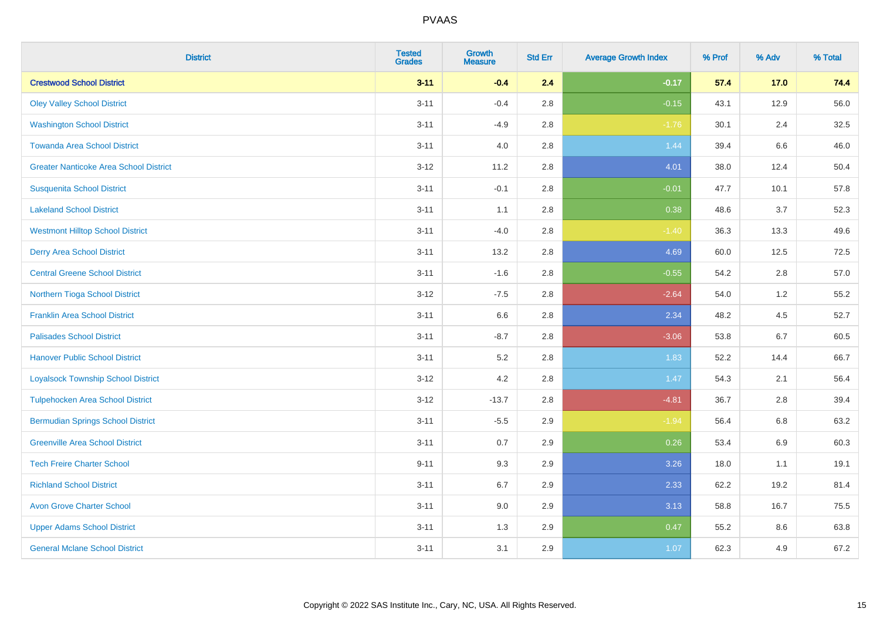# PVAAS

| District | Tested Grades | Growth Measure | Std Err | Average Growth Index | % Prof | % Adv | % Total |
|---|---|---|---|---|---|---|---|
| **Crestwood School District** | **3-11** | **-0.4** | **2.4** | **-0.17** | **57.4** | **17.0** | **74.4** |
| Oley Valley School District | 3-11 | -0.4 | 2.8 | -0.15 | 43.1 | 12.9 | 56.0 |
| Washington School District | 3-11 | -4.9 | 2.8 | -1.76 | 30.1 | 2.4 | 32.5 |
| Towanda Area School District | 3-11 | 4.0 | 2.8 | 1.44 | 39.4 | 6.6 | 46.0 |
| Greater Nanticoke Area School District | 3-12 | 11.2 | 2.8 | 4.01 | 38.0 | 12.4 | 50.4 |
| Susquenita School District | 3-11 | -0.1 | 2.8 | -0.01 | 47.7 | 10.1 | 57.8 |
| Lakeland School District | 3-11 | 1.1 | 2.8 | 0.38 | 48.6 | 3.7 | 52.3 |
| Westmont Hilltop School District | 3-11 | -4.0 | 2.8 | -1.40 | 36.3 | 13.3 | 49.6 |
| Derry Area School District | 3-11 | 13.2 | 2.8 | 4.69 | 60.0 | 12.5 | 72.5 |
| Central Greene School District | 3-11 | -1.6 | 2.8 | -0.55 | 54.2 | 2.8 | 57.0 |
| Northern Tioga School District | 3-12 | -7.5 | 2.8 | -2.64 | 54.0 | 1.2 | 55.2 |
| Franklin Area School District | 3-11 | 6.6 | 2.8 | 2.34 | 48.2 | 4.5 | 52.7 |
| Palisades School District | 3-11 | -8.7 | 2.8 | -3.06 | 53.8 | 6.7 | 60.5 |
| Hanover Public School District | 3-11 | 5.2 | 2.8 | 1.83 | 52.2 | 14.4 | 66.7 |
| Loyalsock Township School District | 3-12 | 4.2 | 2.8 | 1.47 | 54.3 | 2.1 | 56.4 |
| Tulpehocken Area School District | 3-12 | -13.7 | 2.8 | -4.81 | 36.7 | 2.8 | 39.4 |
| Bermudian Springs School District | 3-11 | -5.5 | 2.9 | -1.94 | 56.4 | 6.8 | 63.2 |
| Greenville Area School District | 3-11 | 0.7 | 2.9 | 0.26 | 53.4 | 6.9 | 60.3 |
| Tech Freire Charter School | 9-11 | 9.3 | 2.9 | 3.26 | 18.0 | 1.1 | 19.1 |
| Richland School District | 3-11 | 6.7 | 2.9 | 2.33 | 62.2 | 19.2 | 81.4 |
| Avon Grove Charter School | 3-11 | 9.0 | 2.9 | 3.13 | 58.8 | 16.7 | 75.5 |
| Upper Adams School District | 3-11 | 1.3 | 2.9 | 0.47 | 55.2 | 8.6 | 63.8 |
| General Mclane School District | 3-11 | 3.1 | 2.9 | 1.07 | 62.3 | 4.9 | 67.2 |

Copyright © 2022 SAS Institute Inc., Cary, NC, USA. All Rights Reserved.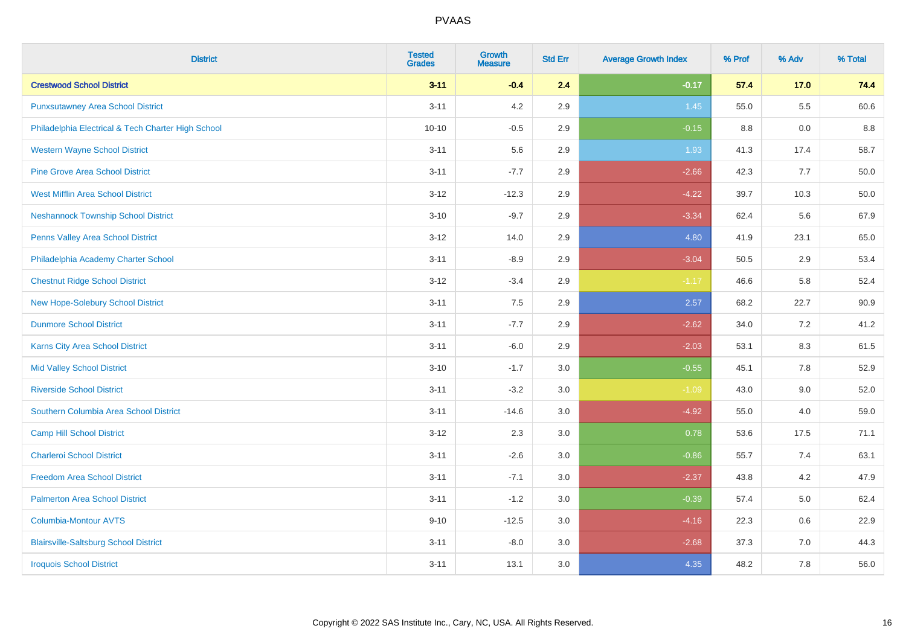# PVAAS

| District | Tested Grades | Growth Measure | Std Err | Average Growth Index | % Prof | % Adv | % Total |
|---|---|---|---|---|---|---|---|
| **Crestwood School District** | **3-11** | **-0.4** | **2.4** | **-0.17** | **57.4** | **17.0** | **74.4** |
| Punxsutawney Area School District | 3-11 | 4.2 | 2.9 | 1.45 | 55.0 | 5.5 | 60.6 |
| Philadelphia Electrical & Tech Charter High School | 10-10 | -0.5 | 2.9 | -0.15 | 8.8 | 0.0 | 8.8 |
| Western Wayne School District | 3-11 | 5.6 | 2.9 | 1.93 | 41.3 | 17.4 | 58.7 |
| Pine Grove Area School District | 3-11 | -7.7 | 2.9 | -2.66 | 42.3 | 7.7 | 50.0 |
| West Mifflin Area School District | 3-12 | -12.3 | 2.9 | -4.22 | 39.7 | 10.3 | 50.0 |
| Neshannock Township School District | 3-10 | -9.7 | 2.9 | -3.34 | 62.4 | 5.6 | 67.9 |
| Penns Valley Area School District | 3-12 | 14.0 | 2.9 | 4.80 | 41.9 | 23.1 | 65.0 |
| Philadelphia Academy Charter School | 3-11 | -8.9 | 2.9 | -3.04 | 50.5 | 2.9 | 53.4 |
| Chestnut Ridge School District | 3-12 | -3.4 | 2.9 | -1.17 | 46.6 | 5.8 | 52.4 |
| New Hope-Solebury School District | 3-11 | 7.5 | 2.9 | 2.57 | 68.2 | 22.7 | 90.9 |
| Dunmore School District | 3-11 | -7.7 | 2.9 | -2.62 | 34.0 | 7.2 | 41.2 |
| Karns City Area School District | 3-11 | -6.0 | 2.9 | -2.03 | 53.1 | 8.3 | 61.5 |
| Mid Valley School District | 3-10 | -1.7 | 3.0 | -0.55 | 45.1 | 7.8 | 52.9 |
| Riverside School District | 3-11 | -3.2 | 3.0 | -1.09 | 43.0 | 9.0 | 52.0 |
| Southern Columbia Area School District | 3-11 | -14.6 | 3.0 | -4.92 | 55.0 | 4.0 | 59.0 |
| Camp Hill School District | 3-12 | 2.3 | 3.0 | 0.78 | 53.6 | 17.5 | 71.1 |
| Charleroi School District | 3-11 | -2.6 | 3.0 | -0.86 | 55.7 | 7.4 | 63.1 |
| Freedom Area School District | 3-11 | -7.1 | 3.0 | -2.37 | 43.8 | 4.2 | 47.9 |
| Palmerton Area School District | 3-11 | -1.2 | 3.0 | -0.39 | 57.4 | 5.0 | 62.4 |
| Columbia-Montour AVTS | 9-10 | -12.5 | 3.0 | -4.16 | 22.3 | 0.6 | 22.9 |
| Blairsville-Saltsburg School District | 3-11 | -8.0 | 3.0 | -2.68 | 37.3 | 7.0 | 44.3 |
| Iroquois School District | 3-11 | 13.1 | 3.0 | 4.35 | 48.2 | 7.8 | 56.0 |

Copyright © 2022 SAS Institute Inc., Cary, NC, USA. All Rights Reserved.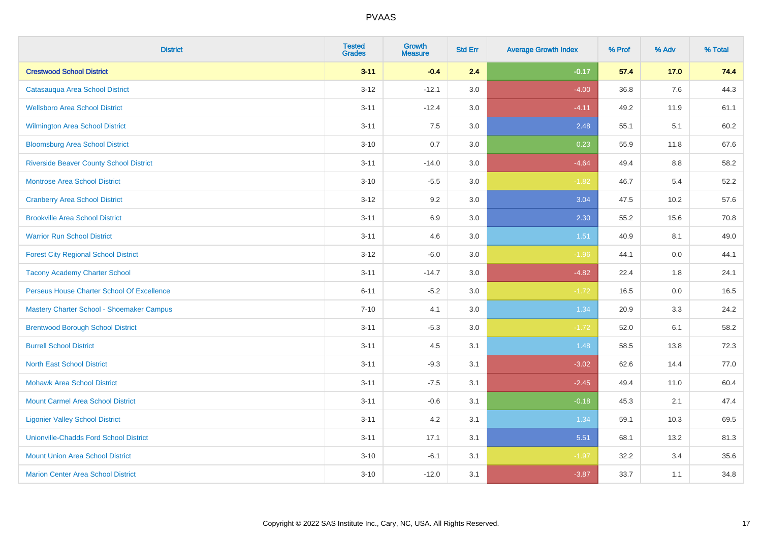# PVAAS

| District | Tested Grades | Growth Measure | Std Err | Average Growth Index | % Prof | % Adv | % Total |
|---|---|---|---|---|---|---|---|
| **Crestwood School District** | **3-11** | **-0.4** | **2.4** | **-0.17** | **57.4** | **17.0** | **74.4** |
| Catasauqua Area School District | 3-12 | -12.1 | 3.0 | -4.00 | 36.8 | 7.6 | 44.3 |
| Wellsboro Area School District | 3-11 | -12.4 | 3.0 | -4.11 | 49.2 | 11.9 | 61.1 |
| Wilmington Area School District | 3-11 | 7.5 | 3.0 | 2.48 | 55.1 | 5.1 | 60.2 |
| Bloomsburg Area School District | 3-10 | 0.7 | 3.0 | 0.23 | 55.9 | 11.8 | 67.6 |
| Riverside Beaver County School District | 3-11 | -14.0 | 3.0 | -4.64 | 49.4 | 8.8 | 58.2 |
| Montrose Area School District | 3-10 | -5.5 | 3.0 | -1.82 | 46.7 | 5.4 | 52.2 |
| Cranberry Area School District | 3-12 | 9.2 | 3.0 | 3.04 | 47.5 | 10.2 | 57.6 |
| Brookville Area School District | 3-11 | 6.9 | 3.0 | 2.30 | 55.2 | 15.6 | 70.8 |
| Warrior Run School District | 3-11 | 4.6 | 3.0 | 1.51 | 40.9 | 8.1 | 49.0 |
| Forest City Regional School District | 3-12 | -6.0 | 3.0 | -1.96 | 44.1 | 0.0 | 44.1 |
| Tacony Academy Charter School | 3-11 | -14.7 | 3.0 | -4.82 | 22.4 | 1.8 | 24.1 |
| Perseus House Charter School Of Excellence | 6-11 | -5.2 | 3.0 | -1.72 | 16.5 | 0.0 | 16.5 |
| Mastery Charter School - Shoemaker Campus | 7-10 | 4.1 | 3.0 | 1.34 | 20.9 | 3.3 | 24.2 |
| Brentwood Borough School District | 3-11 | -5.3 | 3.0 | -1.72 | 52.0 | 6.1 | 58.2 |
| Burrell School District | 3-11 | 4.5 | 3.1 | 1.48 | 58.5 | 13.8 | 72.3 |
| North East School District | 3-11 | -9.3 | 3.1 | -3.02 | 62.6 | 14.4 | 77.0 |
| Mohawk Area School District | 3-11 | -7.5 | 3.1 | -2.45 | 49.4 | 11.0 | 60.4 |
| Mount Carmel Area School District | 3-11 | -0.6 | 3.1 | -0.18 | 45.3 | 2.1 | 47.4 |
| Ligonier Valley School District | 3-11 | 4.2 | 3.1 | 1.34 | 59.1 | 10.3 | 69.5 |
| Unionville-Chadds Ford School District | 3-11 | 17.1 | 3.1 | 5.51 | 68.1 | 13.2 | 81.3 |
| Mount Union Area School District | 3-10 | -6.1 | 3.1 | -1.97 | 32.2 | 3.4 | 35.6 |
| Marion Center Area School District | 3-10 | -12.0 | 3.1 | -3.87 | 33.7 | 1.1 | 34.8 |

Copyright © 2022 SAS Institute Inc., Cary, NC, USA. All Rights Reserved.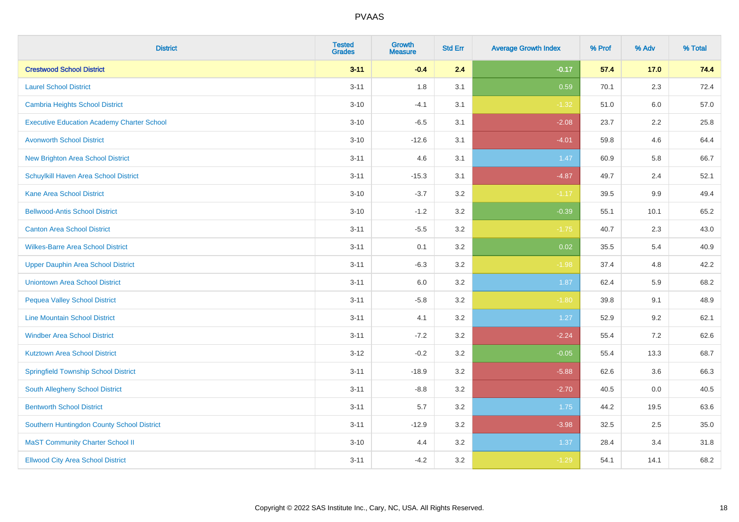# PVAAS

| District | Tested Grades | Growth Measure | Std Err | Average Growth Index | % Prof | % Adv | % Total |
|---|---|---|---|---|---|---|---|
| **Crestwood School District** | **3-11** | **-0.4** | **2.4** | **-0.17** | **57.4** | **17.0** | **74.4** |
| Laurel School District | 3-11 | 1.8 | 3.1 | 0.59 | 70.1 | 2.3 | 72.4 |
| Cambria Heights School District | 3-10 | -4.1 | 3.1 | -1.32 | 51.0 | 6.0 | 57.0 |
| Executive Education Academy Charter School | 3-10 | -6.5 | 3.1 | -2.08 | 23.7 | 2.2 | 25.8 |
| Avonworth School District | 3-10 | -12.6 | 3.1 | -4.01 | 59.8 | 4.6 | 64.4 |
| New Brighton Area School District | 3-11 | 4.6 | 3.1 | 1.47 | 60.9 | 5.8 | 66.7 |
| Schuylkill Haven Area School District | 3-11 | -15.3 | 3.1 | -4.87 | 49.7 | 2.4 | 52.1 |
| Kane Area School District | 3-10 | -3.7 | 3.2 | -1.17 | 39.5 | 9.9 | 49.4 |
| Bellwood-Antis School District | 3-10 | -1.2 | 3.2 | -0.39 | 55.1 | 10.1 | 65.2 |
| Canton Area School District | 3-11 | -5.5 | 3.2 | -1.75 | 40.7 | 2.3 | 43.0 |
| Wilkes-Barre Area School District | 3-11 | 0.1 | 3.2 | 0.02 | 35.5 | 5.4 | 40.9 |
| Upper Dauphin Area School District | 3-11 | -6.3 | 3.2 | -1.98 | 37.4 | 4.8 | 42.2 |
| Uniontown Area School District | 3-11 | 6.0 | 3.2 | 1.87 | 62.4 | 5.9 | 68.2 |
| Pequea Valley School District | 3-11 | -5.8 | 3.2 | -1.80 | 39.8 | 9.1 | 48.9 |
| Line Mountain School District | 3-11 | 4.1 | 3.2 | 1.27 | 52.9 | 9.2 | 62.1 |
| Windber Area School District | 3-11 | -7.2 | 3.2 | -2.24 | 55.4 | 7.2 | 62.6 |
| Kutztown Area School District | 3-12 | -0.2 | 3.2 | -0.05 | 55.4 | 13.3 | 68.7 |
| Springfield Township School District | 3-11 | -18.9 | 3.2 | -5.88 | 62.6 | 3.6 | 66.3 |
| South Allegheny School District | 3-11 | -8.8 | 3.2 | -2.70 | 40.5 | 0.0 | 40.5 |
| Bentworth School District | 3-11 | 5.7 | 3.2 | 1.75 | 44.2 | 19.5 | 63.6 |
| Southern Huntingdon County School District | 3-11 | -12.9 | 3.2 | -3.98 | 32.5 | 2.5 | 35.0 |
| MaST Community Charter School II | 3-10 | 4.4 | 3.2 | 1.37 | 28.4 | 3.4 | 31.8 |
| Ellwood City Area School District | 3-11 | -4.2 | 3.2 | -1.29 | 54.1 | 14.1 | 68.2 |

Copyright © 2022 SAS Institute Inc., Cary, NC, USA. All Rights Reserved.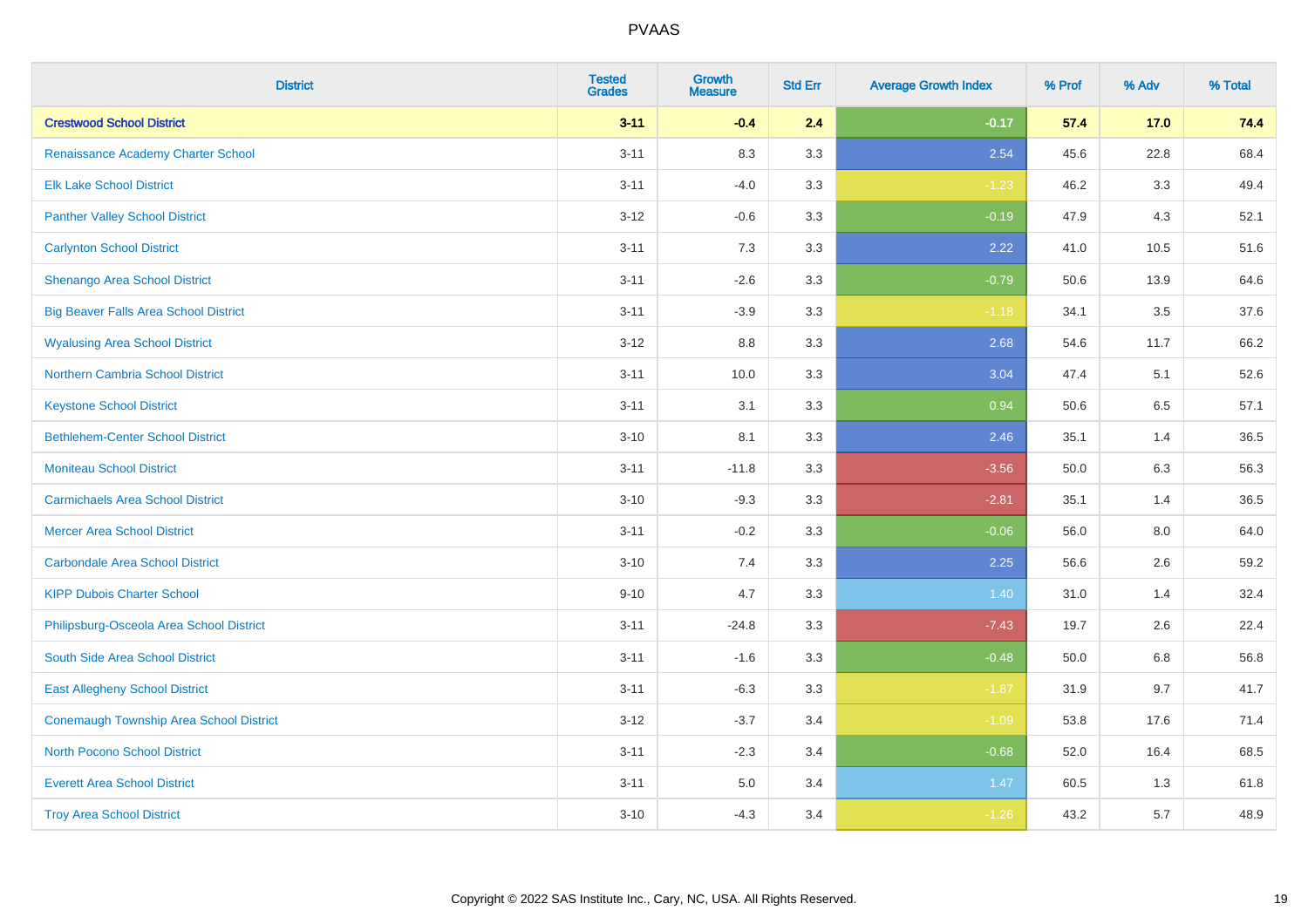PVAAS

| District | Tested Grades | Growth Measure | Std Err | Average Growth Index | % Prof | % Adv | % Total |
|---|---|---|---|---|---|---|---|
| **Crestwood School District** | **3-11** | **-0.4** | **2.4** | **-0.17** | **57.4** | **17.0** | **74.4** |
| Renaissance Academy Charter School | 3-11 | 8.3 | 3.3 | 2.54 | 45.6 | 22.8 | 68.4 |
| Elk Lake School District | 3-11 | -4.0 | 3.3 | -1.23 | 46.2 | 3.3 | 49.4 |
| Panther Valley School District | 3-12 | -0.6 | 3.3 | -0.19 | 47.9 | 4.3 | 52.1 |
| Carlynton School District | 3-11 | 7.3 | 3.3 | 2.22 | 41.0 | 10.5 | 51.6 |
| Shenango Area School District | 3-11 | -2.6 | 3.3 | -0.79 | 50.6 | 13.9 | 64.6 |
| Big Beaver Falls Area School District | 3-11 | -3.9 | 3.3 | -1.18 | 34.1 | 3.5 | 37.6 |
| Wyalusing Area School District | 3-12 | 8.8 | 3.3 | 2.68 | 54.6 | 11.7 | 66.2 |
| Northern Cambria School District | 3-11 | 10.0 | 3.3 | 3.04 | 47.4 | 5.1 | 52.6 |
| Keystone School District | 3-11 | 3.1 | 3.3 | 0.94 | 50.6 | 6.5 | 57.1 |
| Bethlehem-Center School District | 3-10 | 8.1 | 3.3 | 2.46 | 35.1 | 1.4 | 36.5 |
| Moniteau School District | 3-11 | -11.8 | 3.3 | -3.56 | 50.0 | 6.3 | 56.3 |
| Carmichaels Area School District | 3-10 | -9.3 | 3.3 | -2.81 | 35.1 | 1.4 | 36.5 |
| Mercer Area School District | 3-11 | -0.2 | 3.3 | -0.06 | 56.0 | 8.0 | 64.0 |
| Carbondale Area School District | 3-10 | 7.4 | 3.3 | 2.25 | 56.6 | 2.6 | 59.2 |
| KIPP Dubois Charter School | 9-10 | 4.7 | 3.3 | 1.40 | 31.0 | 1.4 | 32.4 |
| Philipsburg-Osceola Area School District | 3-11 | -24.8 | 3.3 | -7.43 | 19.7 | 2.6 | 22.4 |
| South Side Area School District | 3-11 | -1.6 | 3.3 | -0.48 | 50.0 | 6.8 | 56.8 |
| East Allegheny School District | 3-11 | -6.3 | 3.3 | -1.87 | 31.9 | 9.7 | 41.7 |
| Conemaugh Township Area School District | 3-12 | -3.7 | 3.4 | -1.09 | 53.8 | 17.6 | 71.4 |
| North Pocono School District | 3-11 | -2.3 | 3.4 | -0.68 | 52.0 | 16.4 | 68.5 |
| Everett Area School District | 3-11 | 5.0 | 3.4 | 1.47 | 60.5 | 1.3 | 61.8 |
| Troy Area School District | 3-10 | -4.3 | 3.4 | -1.26 | 43.2 | 5.7 | 48.9 |

Copyright © 2022 SAS Institute Inc., Cary, NC, USA. All Rights Reserved.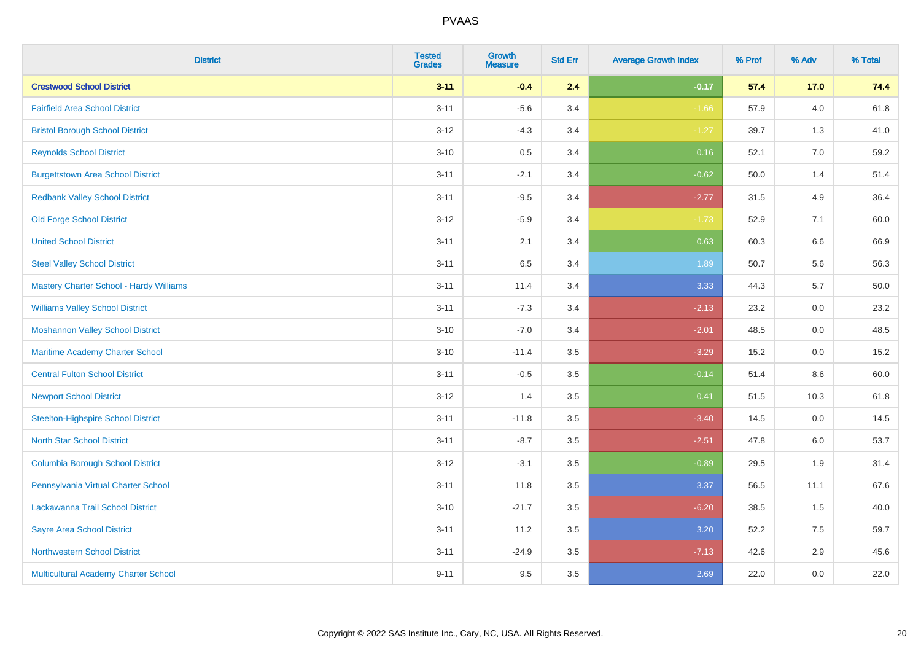# PVAAS

| District | Tested Grades | Growth Measure | Std Err | Average Growth Index | % Prof | % Adv | % Total |
|---|---|---|---|---|---|---|---|
| **Crestwood School District** | **3-11** | **-0.4** | **2.4** | **-0.17** | **57.4** | **17.0** | **74.4** |
| Fairfield Area School District | 3-11 | -5.6 | 3.4 | -1.66 | 57.9 | 4.0 | 61.8 |
| Bristol Borough School District | 3-12 | -4.3 | 3.4 | -1.27 | 39.7 | 1.3 | 41.0 |
| Reynolds School District | 3-10 | 0.5 | 3.4 | 0.16 | 52.1 | 7.0 | 59.2 |
| Burgettstown Area School District | 3-11 | -2.1 | 3.4 | -0.62 | 50.0 | 1.4 | 51.4 |
| Redbank Valley School District | 3-11 | -9.5 | 3.4 | -2.77 | 31.5 | 4.9 | 36.4 |
| Old Forge School District | 3-12 | -5.9 | 3.4 | -1.73 | 52.9 | 7.1 | 60.0 |
| United School District | 3-11 | 2.1 | 3.4 | 0.63 | 60.3 | 6.6 | 66.9 |
| Steel Valley School District | 3-11 | 6.5 | 3.4 | 1.89 | 50.7 | 5.6 | 56.3 |
| Mastery Charter School - Hardy Williams | 3-11 | 11.4 | 3.4 | 3.33 | 44.3 | 5.7 | 50.0 |
| Williams Valley School District | 3-11 | -7.3 | 3.4 | -2.13 | 23.2 | 0.0 | 23.2 |
| Moshannon Valley School District | 3-10 | -7.0 | 3.4 | -2.01 | 48.5 | 0.0 | 48.5 |
| Maritime Academy Charter School | 3-10 | -11.4 | 3.5 | -3.29 | 15.2 | 0.0 | 15.2 |
| Central Fulton School District | 3-11 | -0.5 | 3.5 | -0.14 | 51.4 | 8.6 | 60.0 |
| Newport School District | 3-12 | 1.4 | 3.5 | 0.41 | 51.5 | 10.3 | 61.8 |
| Steelton-Highspire School District | 3-11 | -11.8 | 3.5 | -3.40 | 14.5 | 0.0 | 14.5 |
| North Star School District | 3-11 | -8.7 | 3.5 | -2.51 | 47.8 | 6.0 | 53.7 |
| Columbia Borough School District | 3-12 | -3.1 | 3.5 | -0.89 | 29.5 | 1.9 | 31.4 |
| Pennsylvania Virtual Charter School | 3-11 | 11.8 | 3.5 | 3.37 | 56.5 | 11.1 | 67.6 |
| Lackawanna Trail School District | 3-10 | -21.7 | 3.5 | -6.20 | 38.5 | 1.5 | 40.0 |
| Sayre Area School District | 3-11 | 11.2 | 3.5 | 3.20 | 52.2 | 7.5 | 59.7 |
| Northwestern School District | 3-11 | -24.9 | 3.5 | -7.13 | 42.6 | 2.9 | 45.6 |
| Multicultural Academy Charter School | 9-11 | 9.5 | 3.5 | 2.69 | 22.0 | 0.0 | 22.0 |

Copyright © 2022 SAS Institute Inc., Cary, NC, USA. All Rights Reserved.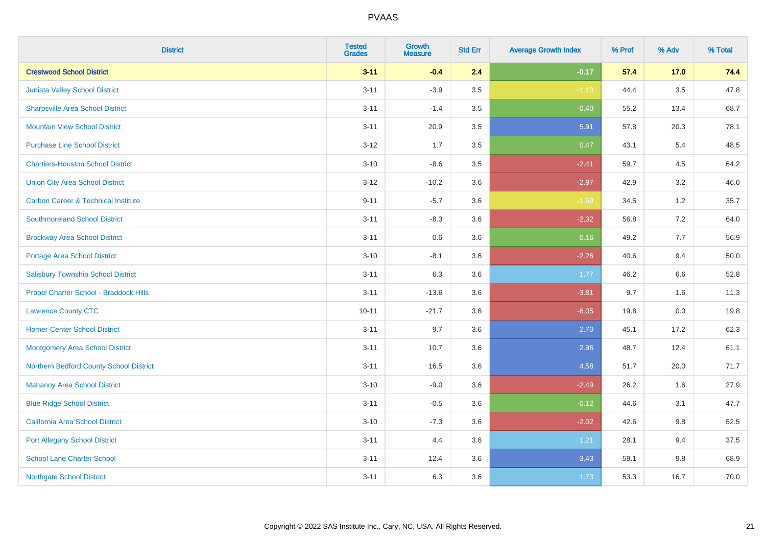| District | Tested Grades | Growth Measure | Std Err | Average Growth Index | % Prof | % Adv | % Total |
|---|---|---|---|---|---|---|---|
| **Crestwood School District** | **3-11** | **-0.4** | **2.4** | **-0.17** | **57.4** | **17.0** | **74.4** |
| Juniata Valley School District | 3-11 | -3.9 | 3.5 | -1.10 | 44.4 | 3.5 | 47.8 |
| Sharpsville Area School District | 3-11 | -1.4 | 3.5 | -0.40 | 55.2 | 13.4 | 68.7 |
| Mountain View School District | 3-11 | 20.9 | 3.5 | 5.91 | 57.8 | 20.3 | 78.1 |
| Purchase Line School District | 3-12 | 1.7 | 3.5 | 0.47 | 43.1 | 5.4 | 48.5 |
| Chartiers-Houston School District | 3-10 | -8.6 | 3.5 | -2.41 | 59.7 | 4.5 | 64.2 |
| Union City Area School District | 3-12 | -10.2 | 3.6 | -2.87 | 42.9 | 3.2 | 46.0 |
| Carbon Career & Technical Institute | 9-11 | -5.7 | 3.6 | -1.59 | 34.5 | 1.2 | 35.7 |
| Southmoreland School District | 3-11 | -8.3 | 3.6 | -2.32 | 56.8 | 7.2 | 64.0 |
| Brockway Area School District | 3-11 | 0.6 | 3.6 | 0.16 | 49.2 | 7.7 | 56.9 |
| Portage Area School District | 3-10 | -8.1 | 3.6 | -2.26 | 40.6 | 9.4 | 50.0 |
| Salisbury Township School District | 3-11 | 6.3 | 3.6 | 1.77 | 46.2 | 6.6 | 52.8 |
| Propel Charter School - Braddock Hills | 3-11 | -13.6 | 3.6 | -3.81 | 9.7 | 1.6 | 11.3 |
| Lawrence County CTC | 10-11 | -21.7 | 3.6 | -6.05 | 19.8 | 0.0 | 19.8 |
| Homer-Center School District | 3-11 | 9.7 | 3.6 | 2.70 | 45.1 | 17.2 | 62.3 |
| Montgomery Area School District | 3-11 | 10.7 | 3.6 | 2.96 | 48.7 | 12.4 | 61.1 |
| Northern Bedford County School District | 3-11 | 16.5 | 3.6 | 4.58 | 51.7 | 20.0 | 71.7 |
| Mahanoy Area School District | 3-10 | -9.0 | 3.6 | -2.49 | 26.2 | 1.6 | 27.9 |
| Blue Ridge School District | 3-11 | -0.5 | 3.6 | -0.12 | 44.6 | 3.1 | 47.7 |
| California Area School District | 3-10 | -7.3 | 3.6 | -2.02 | 42.6 | 9.8 | 52.5 |
| Port Allegany School District | 3-11 | 4.4 | 3.6 | 1.21 | 28.1 | 9.4 | 37.5 |
| School Lane Charter School | 3-11 | 12.4 | 3.6 | 3.43 | 59.1 | 9.8 | 68.9 |
| Northgate School District | 3-11 | 6.3 | 3.6 | 1.73 | 53.3 | 16.7 | 70.0 |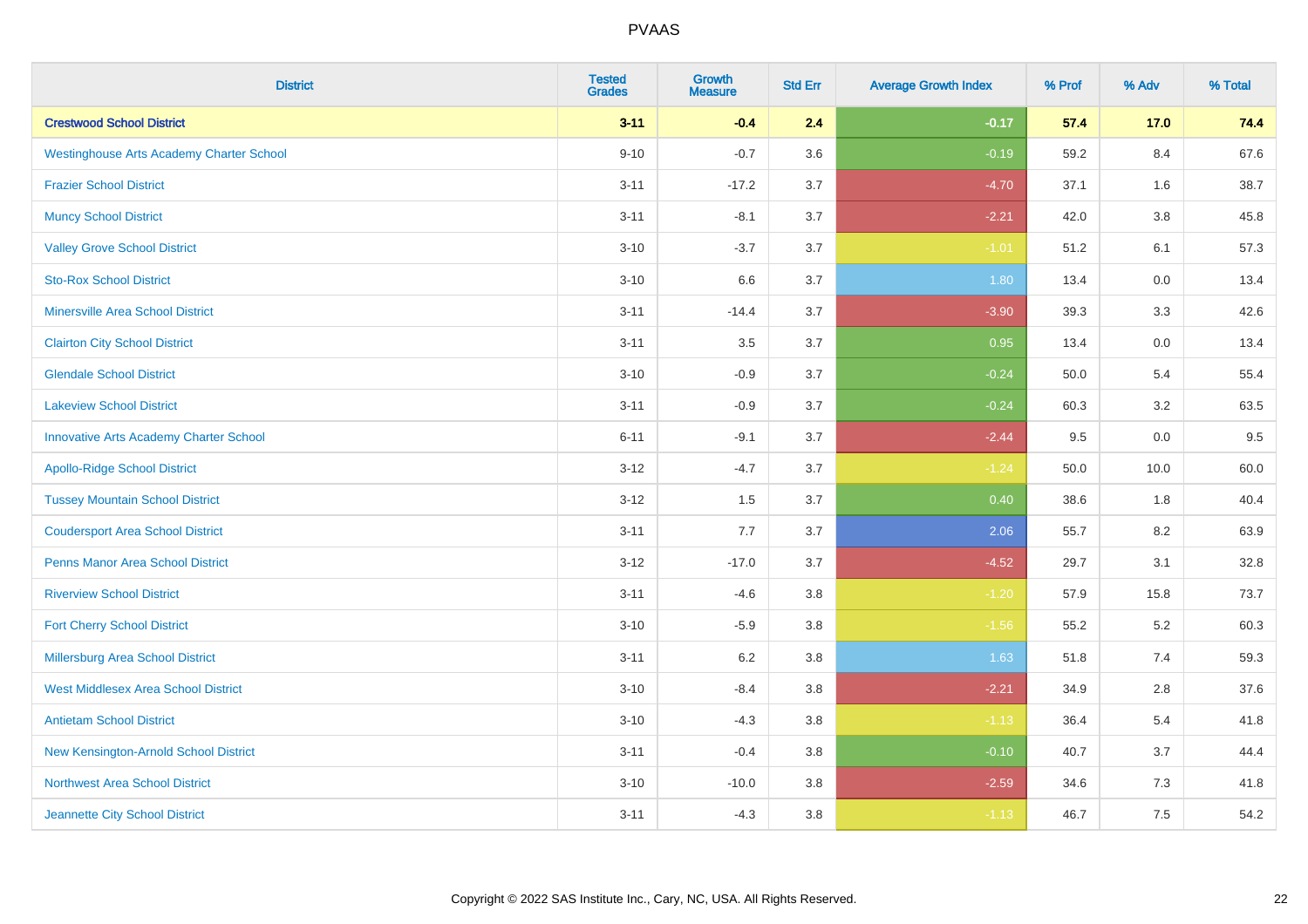PVAAS

| District | Tested Grades | Growth Measure | Std Err | Average Growth Index | % Prof | % Adv | % Total |
|---|---|---|---|---|---|---|---|
| **Crestwood School District** | **3-11** | **-0.4** | **2.4** | **-0.17** | **57.4** | **17.0** | **74.4** |
| Westinghouse Arts Academy Charter School | 9-10 | -0.7 | 3.6 | -0.19 | 59.2 | 8.4 | 67.6 |
| Frazier School District | 3-11 | -17.2 | 3.7 | -4.70 | 37.1 | 1.6 | 38.7 |
| Muncy School District | 3-11 | -8.1 | 3.7 | -2.21 | 42.0 | 3.8 | 45.8 |
| Valley Grove School District | 3-10 | -3.7 | 3.7 | -1.01 | 51.2 | 6.1 | 57.3 |
| Sto-Rox School District | 3-10 | 6.6 | 3.7 | 1.80 | 13.4 | 0.0 | 13.4 |
| Minersville Area School District | 3-11 | -14.4 | 3.7 | -3.90 | 39.3 | 3.3 | 42.6 |
| Clairton City School District | 3-11 | 3.5 | 3.7 | 0.95 | 13.4 | 0.0 | 13.4 |
| Glendale School District | 3-10 | -0.9 | 3.7 | -0.24 | 50.0 | 5.4 | 55.4 |
| Lakeview School District | 3-11 | -0.9 | 3.7 | -0.24 | 60.3 | 3.2 | 63.5 |
| Innovative Arts Academy Charter School | 6-11 | -9.1 | 3.7 | -2.44 | 9.5 | 0.0 | 9.5 |
| Apollo-Ridge School District | 3-12 | -4.7 | 3.7 | -1.24 | 50.0 | 10.0 | 60.0 |
| Tussey Mountain School District | 3-12 | 1.5 | 3.7 | 0.40 | 38.6 | 1.8 | 40.4 |
| Coudersport Area School District | 3-11 | 7.7 | 3.7 | 2.06 | 55.7 | 8.2 | 63.9 |
| Penns Manor Area School District | 3-12 | -17.0 | 3.7 | -4.52 | 29.7 | 3.1 | 32.8 |
| Riverview School District | 3-11 | -4.6 | 3.8 | -1.20 | 57.9 | 15.8 | 73.7 |
| Fort Cherry School District | 3-10 | -5.9 | 3.8 | -1.56 | 55.2 | 5.2 | 60.3 |
| Millersburg Area School District | 3-11 | 6.2 | 3.8 | 1.63 | 51.8 | 7.4 | 59.3 |
| West Middlesex Area School District | 3-10 | -8.4 | 3.8 | -2.21 | 34.9 | 2.8 | 37.6 |
| Antietam School District | 3-10 | -4.3 | 3.8 | -1.13 | 36.4 | 5.4 | 41.8 |
| New Kensington-Arnold School District | 3-11 | -0.4 | 3.8 | -0.10 | 40.7 | 3.7 | 44.4 |
| Northwest Area School District | 3-10 | -10.0 | 3.8 | -2.59 | 34.6 | 7.3 | 41.8 |
| Jeannette City School District | 3-11 | -4.3 | 3.8 | -1.13 | 46.7 | 7.5 | 54.2 |

Copyright © 2022 SAS Institute Inc., Cary, NC, USA. All Rights Reserved.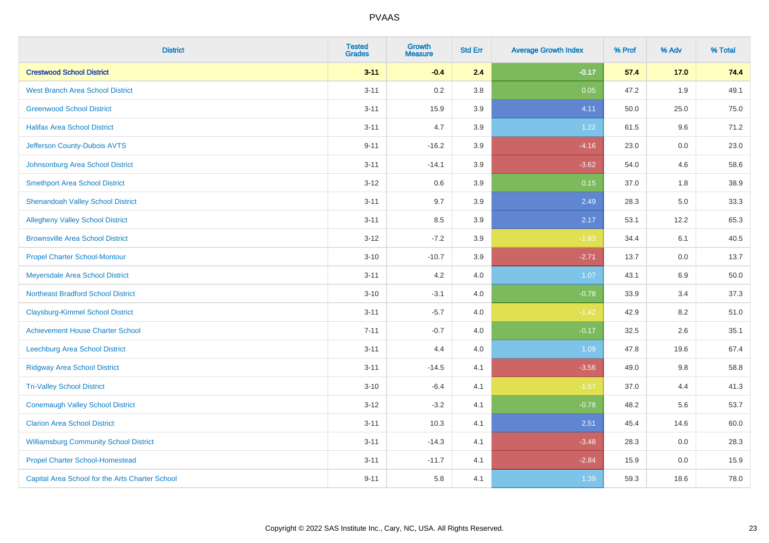PVAAS

| District | Tested Grades | Growth Measure | Std Err | Average Growth Index | % Prof | % Adv | % Total |
|---|---|---|---|---|---|---|---|
| **Crestwood School District** | **3-11** | **-0.4** | **2.4** | **-0.17** | **57.4** | **17.0** | **74.4** |
| West Branch Area School District | 3-11 | 0.2 | 3.8 | 0.05 | 47.2 | 1.9 | 49.1 |
| Greenwood School District | 3-11 | 15.9 | 3.9 | 4.11 | 50.0 | 25.0 | 75.0 |
| Halifax Area School District | 3-11 | 4.7 | 3.9 | 1.22 | 61.5 | 9.6 | 71.2 |
| Jefferson County-Dubois AVTS | 9-11 | -16.2 | 3.9 | -4.16 | 23.0 | 0.0 | 23.0 |
| Johnsonburg Area School District | 3-11 | -14.1 | 3.9 | -3.62 | 54.0 | 4.6 | 58.6 |
| Smethport Area School District | 3-12 | 0.6 | 3.9 | 0.15 | 37.0 | 1.8 | 38.9 |
| Shenandoah Valley School District | 3-11 | 9.7 | 3.9 | 2.49 | 28.3 | 5.0 | 33.3 |
| Allegheny Valley School District | 3-11 | 8.5 | 3.9 | 2.17 | 53.1 | 12.2 | 65.3 |
| Brownsville Area School District | 3-12 | -7.2 | 3.9 | -1.83 | 34.4 | 6.1 | 40.5 |
| Propel Charter School-Montour | 3-10 | -10.7 | 3.9 | -2.71 | 13.7 | 0.0 | 13.7 |
| Meyersdale Area School District | 3-11 | 4.2 | 4.0 | 1.07 | 43.1 | 6.9 | 50.0 |
| Northeast Bradford School District | 3-10 | -3.1 | 4.0 | -0.78 | 33.9 | 3.4 | 37.3 |
| Claysburg-Kimmel School District | 3-11 | -5.7 | 4.0 | -1.42 | 42.9 | 8.2 | 51.0 |
| Achievement House Charter School | 7-11 | -0.7 | 4.0 | -0.17 | 32.5 | 2.6 | 35.1 |
| Leechburg Area School District | 3-11 | 4.4 | 4.0 | 1.09 | 47.8 | 19.6 | 67.4 |
| Ridgway Area School District | 3-11 | -14.5 | 4.1 | -3.56 | 49.0 | 9.8 | 58.8 |
| Tri-Valley School District | 3-10 | -6.4 | 4.1 | -1.57 | 37.0 | 4.4 | 41.3 |
| Conemaugh Valley School District | 3-12 | -3.2 | 4.1 | -0.78 | 48.2 | 5.6 | 53.7 |
| Clarion Area School District | 3-11 | 10.3 | 4.1 | 2.51 | 45.4 | 14.6 | 60.0 |
| Williamsburg Community School District | 3-11 | -14.3 | 4.1 | -3.48 | 28.3 | 0.0 | 28.3 |
| Propel Charter School-Homestead | 3-11 | -11.7 | 4.1 | -2.84 | 15.9 | 0.0 | 15.9 |
| Capital Area School for the Arts Charter School | 9-11 | 5.8 | 4.1 | 1.39 | 59.3 | 18.6 | 78.0 |

Copyright © 2022 SAS Institute Inc., Cary, NC, USA. All Rights Reserved.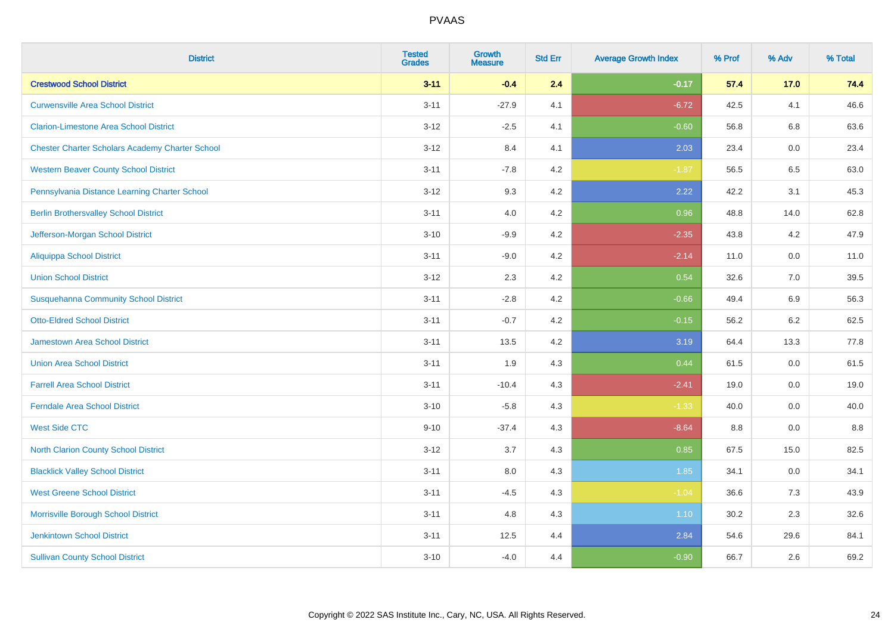# PVAAS

| District | Tested Grades | Growth Measure | Std Err | Average Growth Index | % Prof | % Adv | % Total |
|---|---|---|---|---|---|---|---|
| **Crestwood School District** | **3-11** | **-0.4** | **2.4** | **-0.17** | **57.4** | **17.0** | **74.4** |
| Curwensville Area School District | 3-11 | -27.9 | 4.1 | -6.72 | 42.5 | 4.1 | 46.6 |
| Clarion-Limestone Area School District | 3-12 | -2.5 | 4.1 | -0.60 | 56.8 | 6.8 | 63.6 |
| Chester Charter Scholars Academy Charter School | 3-12 | 8.4 | 4.1 | 2.03 | 23.4 | 0.0 | 23.4 |
| Western Beaver County School District | 3-11 | -7.8 | 4.2 | -1.87 | 56.5 | 6.5 | 63.0 |
| Pennsylvania Distance Learning Charter School | 3-12 | 9.3 | 4.2 | 2.22 | 42.2 | 3.1 | 45.3 |
| Berlin Brothersvalley School District | 3-11 | 4.0 | 4.2 | 0.96 | 48.8 | 14.0 | 62.8 |
| Jefferson-Morgan School District | 3-10 | -9.9 | 4.2 | -2.35 | 43.8 | 4.2 | 47.9 |
| Aliquippa School District | 3-11 | -9.0 | 4.2 | -2.14 | 11.0 | 0.0 | 11.0 |
| Union School District | 3-12 | 2.3 | 4.2 | 0.54 | 32.6 | 7.0 | 39.5 |
| Susquehanna Community School District | 3-11 | -2.8 | 4.2 | -0.66 | 49.4 | 6.9 | 56.3 |
| Otto-Eldred School District | 3-11 | -0.7 | 4.2 | -0.15 | 56.2 | 6.2 | 62.5 |
| Jamestown Area School District | 3-11 | 13.5 | 4.2 | 3.19 | 64.4 | 13.3 | 77.8 |
| Union Area School District | 3-11 | 1.9 | 4.3 | 0.44 | 61.5 | 0.0 | 61.5 |
| Farrell Area School District | 3-11 | -10.4 | 4.3 | -2.41 | 19.0 | 0.0 | 19.0 |
| Ferndale Area School District | 3-10 | -5.8 | 4.3 | -1.33 | 40.0 | 0.0 | 40.0 |
| West Side CTC | 9-10 | -37.4 | 4.3 | -8.64 | 8.8 | 0.0 | 8.8 |
| North Clarion County School District | 3-12 | 3.7 | 4.3 | 0.85 | 67.5 | 15.0 | 82.5 |
| Blacklick Valley School District | 3-11 | 8.0 | 4.3 | 1.85 | 34.1 | 0.0 | 34.1 |
| West Greene School District | 3-11 | -4.5 | 4.3 | -1.04 | 36.6 | 7.3 | 43.9 |
| Morrisville Borough School District | 3-11 | 4.8 | 4.3 | 1.10 | 30.2 | 2.3 | 32.6 |
| Jenkintown School District | 3-11 | 12.5 | 4.4 | 2.84 | 54.6 | 29.6 | 84.1 |
| Sullivan County School District | 3-10 | -4.0 | 4.4 | -0.90 | 66.7 | 2.6 | 69.2 |

Copyright © 2022 SAS Institute Inc., Cary, NC, USA. All Rights Reserved.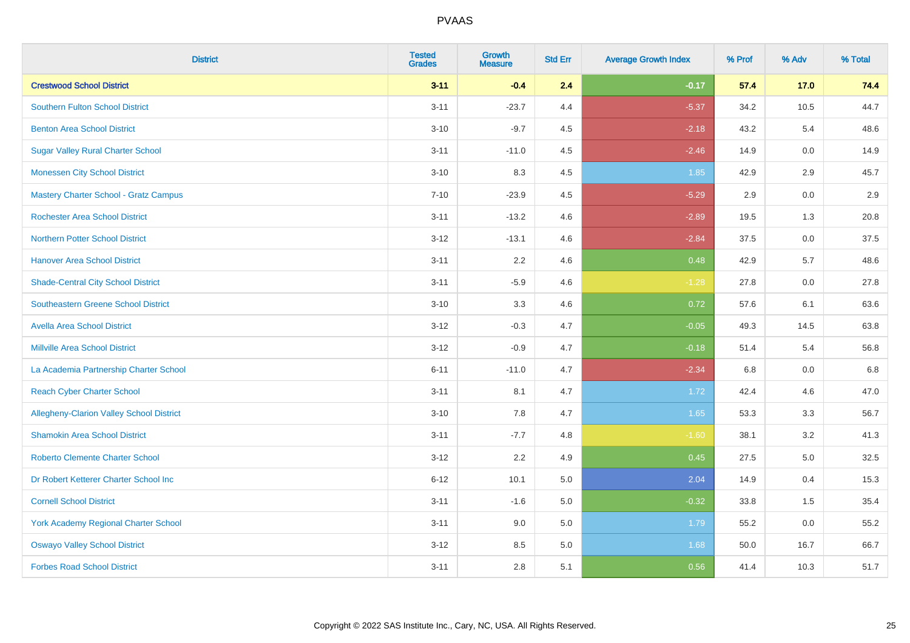# PVAAS

| District | Tested Grades | Growth Measure | Std Err | Average Growth Index | % Prof | % Adv | % Total |
|---|---|---|---|---|---|---|---|
| **Crestwood School District** | **3-11** | **-0.4** | **2.4** | **-0.17** | **57.4** | **17.0** | **74.4** |
| Southern Fulton School District | 3-11 | -23.7 | 4.4 | -5.37 | 34.2 | 10.5 | 44.7 |
| Benton Area School District | 3-10 | -9.7 | 4.5 | -2.18 | 43.2 | 5.4 | 48.6 |
| Sugar Valley Rural Charter School | 3-11 | -11.0 | 4.5 | -2.46 | 14.9 | 0.0 | 14.9 |
| Monessen City School District | 3-10 | 8.3 | 4.5 | 1.85 | 42.9 | 2.9 | 45.7 |
| Mastery Charter School - Gratz Campus | 7-10 | -23.9 | 4.5 | -5.29 | 2.9 | 0.0 | 2.9 |
| Rochester Area School District | 3-11 | -13.2 | 4.6 | -2.89 | 19.5 | 1.3 | 20.8 |
| Northern Potter School District | 3-12 | -13.1 | 4.6 | -2.84 | 37.5 | 0.0 | 37.5 |
| Hanover Area School District | 3-11 | 2.2 | 4.6 | 0.48 | 42.9 | 5.7 | 48.6 |
| Shade-Central City School District | 3-11 | -5.9 | 4.6 | -1.28 | 27.8 | 0.0 | 27.8 |
| Southeastern Greene School District | 3-10 | 3.3 | 4.6 | 0.72 | 57.6 | 6.1 | 63.6 |
| Avella Area School District | 3-12 | -0.3 | 4.7 | -0.05 | 49.3 | 14.5 | 63.8 |
| Millville Area School District | 3-12 | -0.9 | 4.7 | -0.18 | 51.4 | 5.4 | 56.8 |
| La Academia Partnership Charter School | 6-11 | -11.0 | 4.7 | -2.34 | 6.8 | 0.0 | 6.8 |
| Reach Cyber Charter School | 3-11 | 8.1 | 4.7 | 1.72 | 42.4 | 4.6 | 47.0 |
| Allegheny-Clarion Valley School District | 3-10 | 7.8 | 4.7 | 1.65 | 53.3 | 3.3 | 56.7 |
| Shamokin Area School District | 3-11 | -7.7 | 4.8 | -1.60 | 38.1 | 3.2 | 41.3 |
| Roberto Clemente Charter School | 3-12 | 2.2 | 4.9 | 0.45 | 27.5 | 5.0 | 32.5 |
| Dr Robert Ketterer Charter School Inc | 6-12 | 10.1 | 5.0 | 2.04 | 14.9 | 0.4 | 15.3 |
| Cornell School District | 3-11 | -1.6 | 5.0 | -0.32 | 33.8 | 1.5 | 35.4 |
| York Academy Regional Charter School | 3-11 | 9.0 | 5.0 | 1.79 | 55.2 | 0.0 | 55.2 |
| Oswayo Valley School District | 3-12 | 8.5 | 5.0 | 1.68 | 50.0 | 16.7 | 66.7 |
| Forbes Road School District | 3-11 | 2.8 | 5.1 | 0.56 | 41.4 | 10.3 | 51.7 |

Copyright © 2022 SAS Institute Inc., Cary, NC, USA. All Rights Reserved.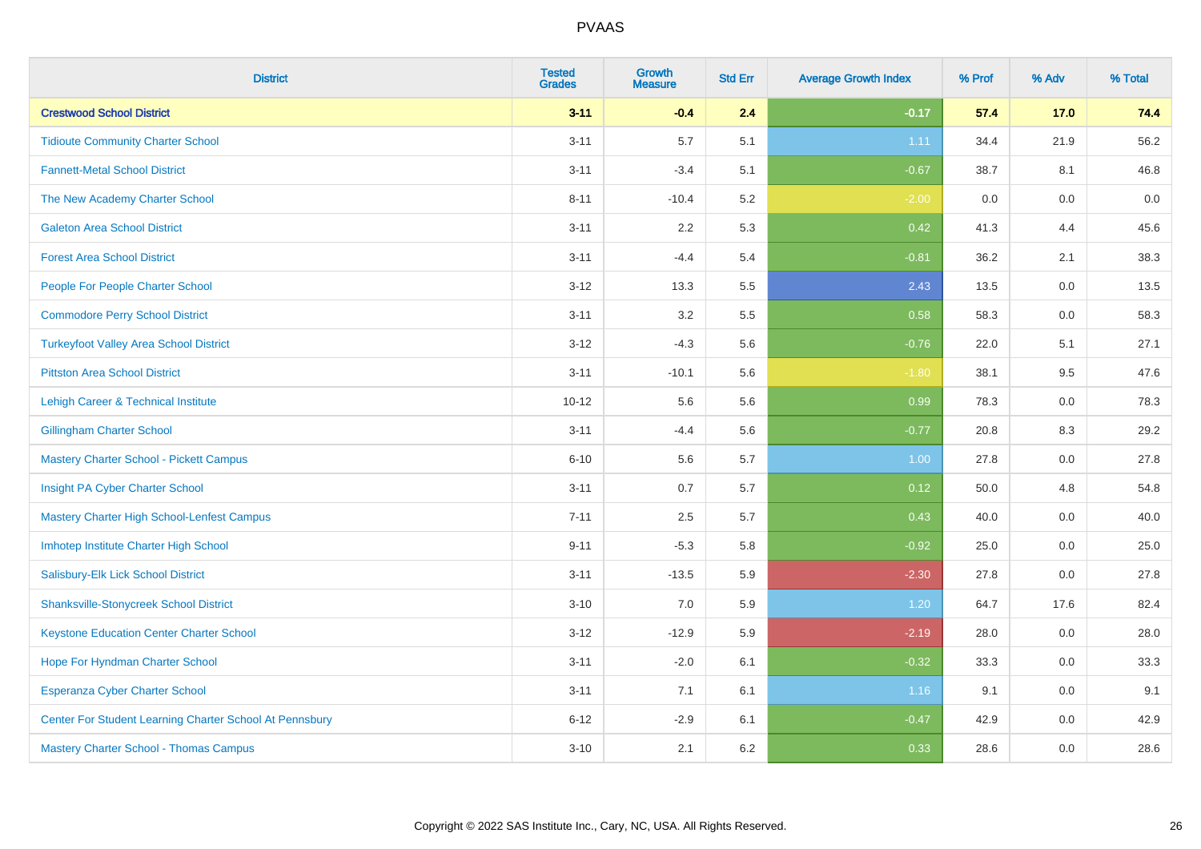# PVAAS

| District | Tested Grades | Growth Measure | Std Err | Average Growth Index | % Prof | % Adv | % Total |
|---|---|---|---|---|---|---|---|
| **Crestwood School District** | **3-11** | **-0.4** | **2.4** | **-0.17** | **57.4** | **17.0** | **74.4** |
| Tidioute Community Charter School | 3-11 | 5.7 | 5.1 | 1.11 | 34.4 | 21.9 | 56.2 |
| Fannett-Metal School District | 3-11 | -3.4 | 5.1 | -0.67 | 38.7 | 8.1 | 46.8 |
| The New Academy Charter School | 8-11 | -10.4 | 5.2 | -2.00 | 0.0 | 0.0 | 0.0 |
| Galeton Area School District | 3-11 | 2.2 | 5.3 | 0.42 | 41.3 | 4.4 | 45.6 |
| Forest Area School District | 3-11 | -4.4 | 5.4 | -0.81 | 36.2 | 2.1 | 38.3 |
| People For People Charter School | 3-12 | 13.3 | 5.5 | 2.43 | 13.5 | 0.0 | 13.5 |
| Commodore Perry School District | 3-11 | 3.2 | 5.5 | 0.58 | 58.3 | 0.0 | 58.3 |
| Turkeyfoot Valley Area School District | 3-12 | -4.3 | 5.6 | -0.76 | 22.0 | 5.1 | 27.1 |
| Pittston Area School District | 3-11 | -10.1 | 5.6 | -1.80 | 38.1 | 9.5 | 47.6 |
| Lehigh Career & Technical Institute | 10-12 | 5.6 | 5.6 | 0.99 | 78.3 | 0.0 | 78.3 |
| Gillingham Charter School | 3-11 | -4.4 | 5.6 | -0.77 | 20.8 | 8.3 | 29.2 |
| Mastery Charter School - Pickett Campus | 6-10 | 5.6 | 5.7 | 1.00 | 27.8 | 0.0 | 27.8 |
| Insight PA Cyber Charter School | 3-11 | 0.7 | 5.7 | 0.12 | 50.0 | 4.8 | 54.8 |
| Mastery Charter High School-Lenfest Campus | 7-11 | 2.5 | 5.7 | 0.43 | 40.0 | 0.0 | 40.0 |
| Imhotep Institute Charter High School | 9-11 | -5.3 | 5.8 | -0.92 | 25.0 | 0.0 | 25.0 |
| Salisbury-Elk Lick School District | 3-11 | -13.5 | 5.9 | -2.30 | 27.8 | 0.0 | 27.8 |
| Shanksville-Stonycreek School District | 3-10 | 7.0 | 5.9 | 1.20 | 64.7 | 17.6 | 82.4 |
| Keystone Education Center Charter School | 3-12 | -12.9 | 5.9 | -2.19 | 28.0 | 0.0 | 28.0 |
| Hope For Hyndman Charter School | 3-11 | -2.0 | 6.1 | -0.32 | 33.3 | 0.0 | 33.3 |
| Esperanza Cyber Charter School | 3-11 | 7.1 | 6.1 | 1.16 | 9.1 | 0.0 | 9.1 |
| Center For Student Learning Charter School At Pennsbury | 6-12 | -2.9 | 6.1 | -0.47 | 42.9 | 0.0 | 42.9 |
| Mastery Charter School - Thomas Campus | 3-10 | 2.1 | 6.2 | 0.33 | 28.6 | 0.0 | 28.6 |

Copyright © 2022 SAS Institute Inc., Cary, NC, USA. All Rights Reserved.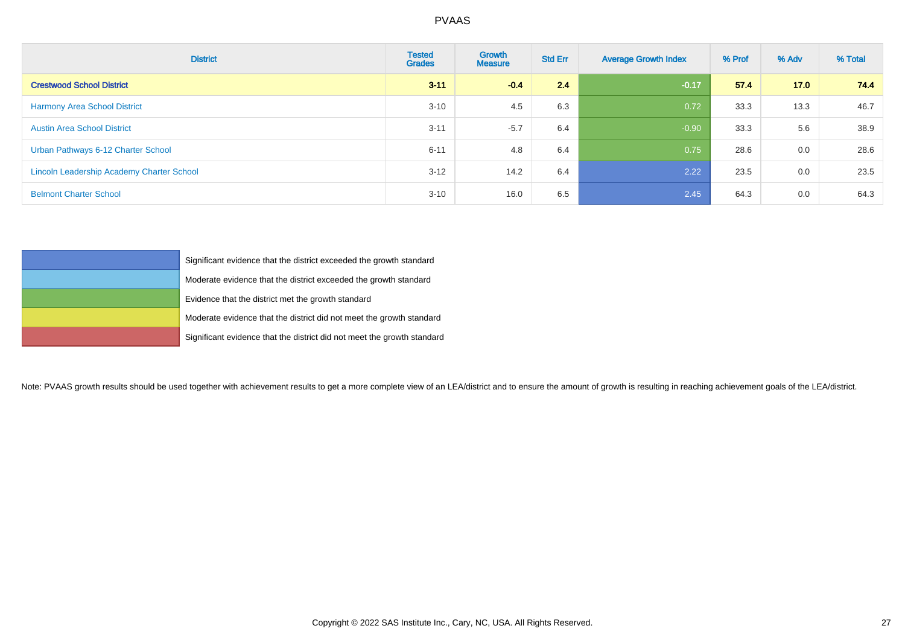# PVAAS

| District | Tested Grades | Growth Measure | Std Err | Average Growth Index | % Prof | % Adv | % Total |
|---|---|---|---|---|---|---|---|
| **Crestwood School District** | **3-11** | **-0.4** | **2.4** | **-0.17** | **57.4** | **17.0** | **74.4** |
| Harmony Area School District | 3-10 | 4.5 | 6.3 | 0.72 | 33.3 | 13.3 | 46.7 |
| Austin Area School District | 3-11 | -5.7 | 6.4 | -0.90 | 33.3 | 5.6 | 38.9 |
| Urban Pathways 6-12 Charter School | 6-11 | 4.8 | 6.4 | 0.75 | 28.6 | 0.0 | 28.6 |
| Lincoln Leadership Academy Charter School | 3-12 | 14.2 | 6.4 | 2.22 | 23.5 | 0.0 | 23.5 |
| Belmont Charter School | 3-10 | 16.0 | 6.5 | 2.45 | 64.3 | 0.0 | 64.3 |

- Significant evidence that the district exceeded the growth standard
- Moderate evidence that the district exceeded the growth standard
- Evidence that the district met the growth standard
- Moderate evidence that the district did not meet the growth standard
- Significant evidence that the district did not meet the growth standard

Note: PVAAS growth results should be used together with achievement results to get a more complete view of an LEA/district and to ensure the amount of growth is resulting in reaching achievement goals of the LEA/district.

Copyright © 2022 SAS Institute Inc., Cary, NC, USA. All Rights Reserved.